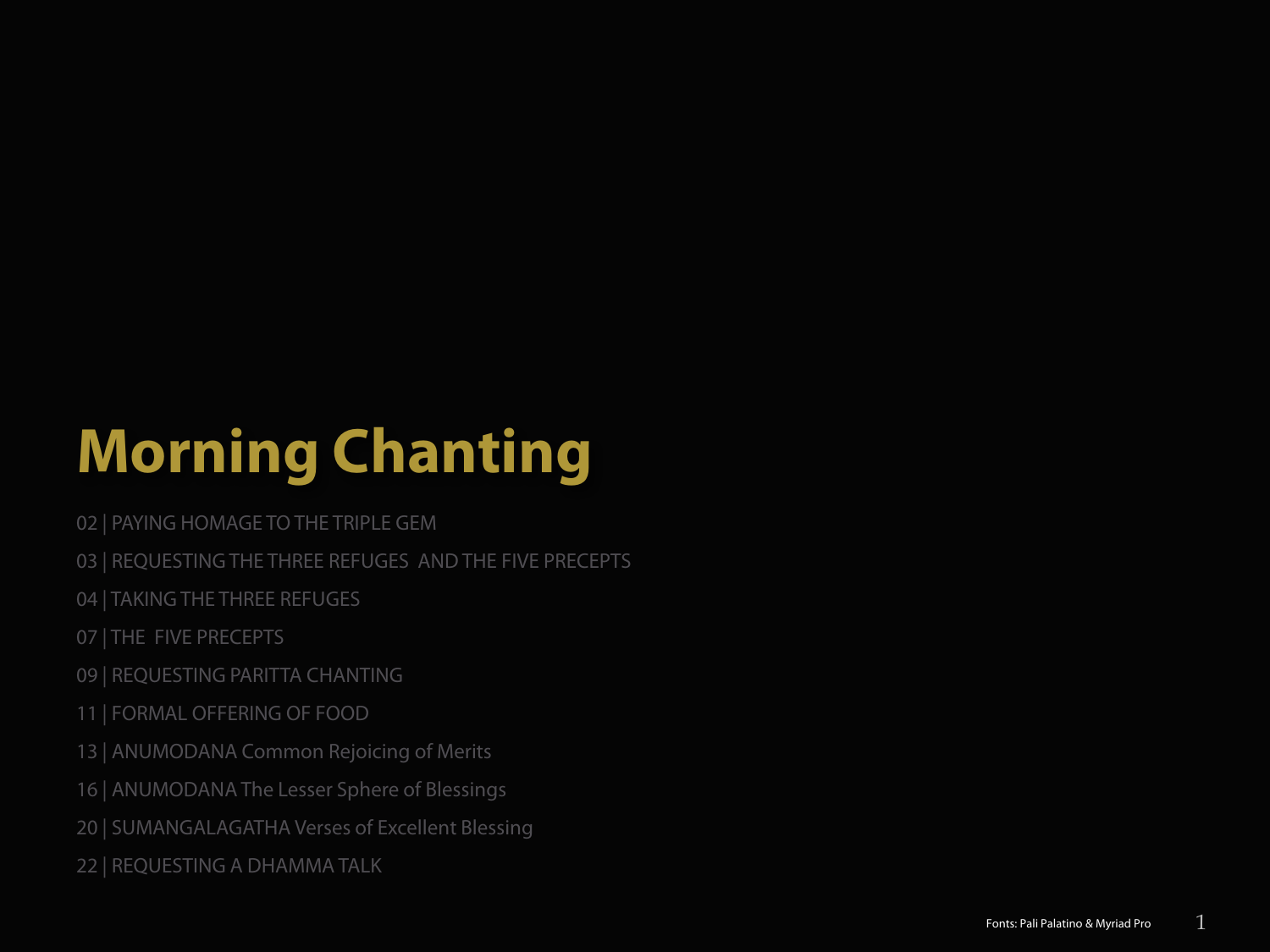# Morning Chanting

02 | PAYING HOMAGE TO THE TRIPLE GEM

03 | REQUESTING THE THREE REFUGES AND THE FIVE PRECEPTS

04 | TAKING THE THREE REFUGES

07 | THE FIVE PRECEPTS

09 | REQUESTING PARITTA CHANTING

11 | FORMAL OFFERING OF FOOD

13 | ANUMODANA Common Rejoicing of Merits

16 | ANUMODANA The Lesser Sphere of Blessings

20 | SUMANGALAGATHA Verses of Excellent Blessing

22 | REQUESTING A DHAMMA TALK

Fonts: Pali Palatino & Myriad Pro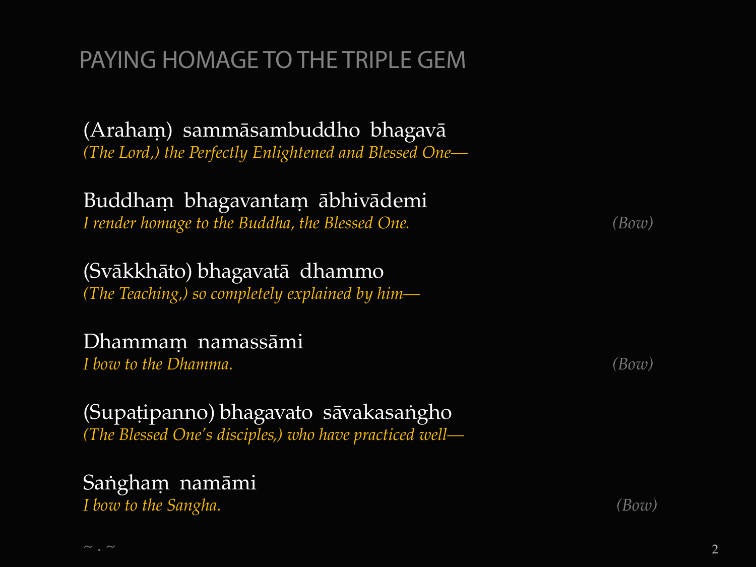## PAYING HOMAGE TO THE TRIPLE GEM

(Arahaṃ) sammāsambuddho bhagavā
*(The Lord,) the Perfectly Enlightened and Blessed One—*

Buddhaṃ bhagavantaṃ ābhivādemi
*I render homage to the Buddha, the Blessed One.* *(Bow)*

(Svākkhāto) bhagavatā dhammo
*(The Teaching,) so completely explained by him—*

Dhammaṃ namassāmi
*I bow to the Dhamma.* *(Bow)*

(Supaṭipanno) bhagavato sāvakasaṅgho
*(The Blessed One's disciples,) who have practiced well—*

Saṅghaṃ namāmi
*I bow to the Sangha.* *(Bow)*

~ . ~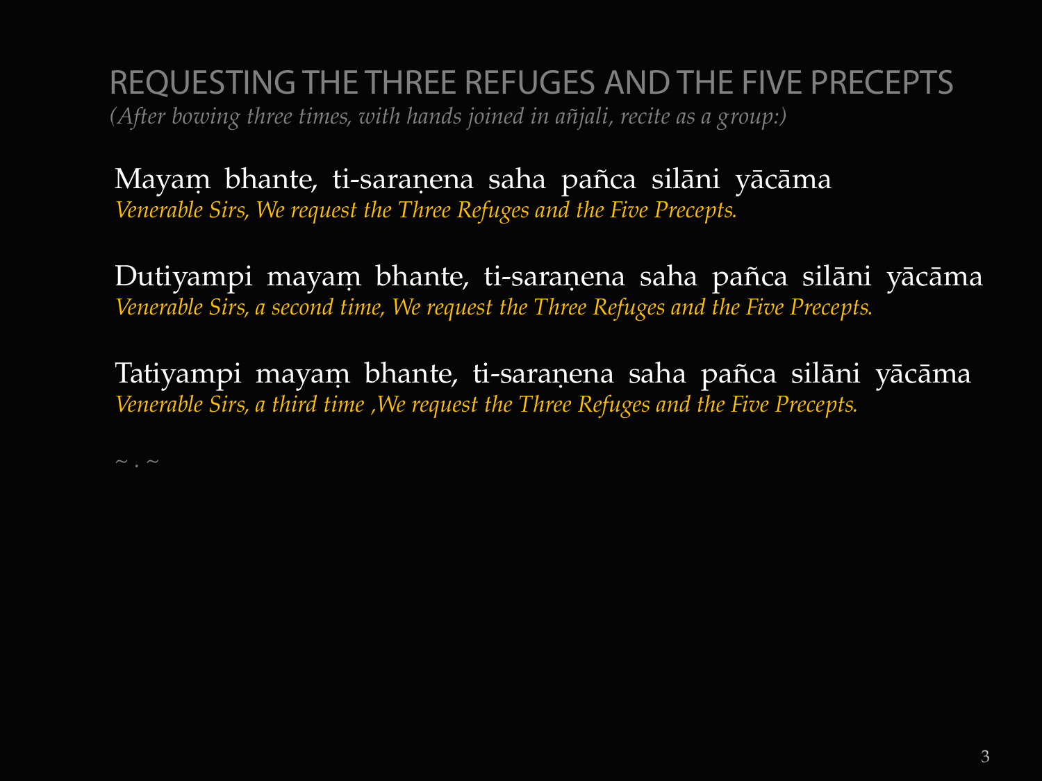# REQUESTING THE THREE REFUGES AND THE FIVE PRECEPTS

*(After bowing three times, with hands joined in añjali, recite as a group:)*

Mayaṃ bhante, ti-saraṇena saha pañca silāni yācāma
*Venerable Sirs, We request the Three Refuges and the Five Precepts.*

Dutiyampi mayaṃ bhante, ti-saraṇena saha pañca silāni yācāma
*Venerable Sirs, a second time, We request the Three Refuges and the Five Precepts.*

Tatiyampi mayaṃ bhante, ti-saraṇena saha pañca silāni yācāma
*Venerable Sirs, a third time ,We request the Three Refuges and the Five Precepts.*

~ . ~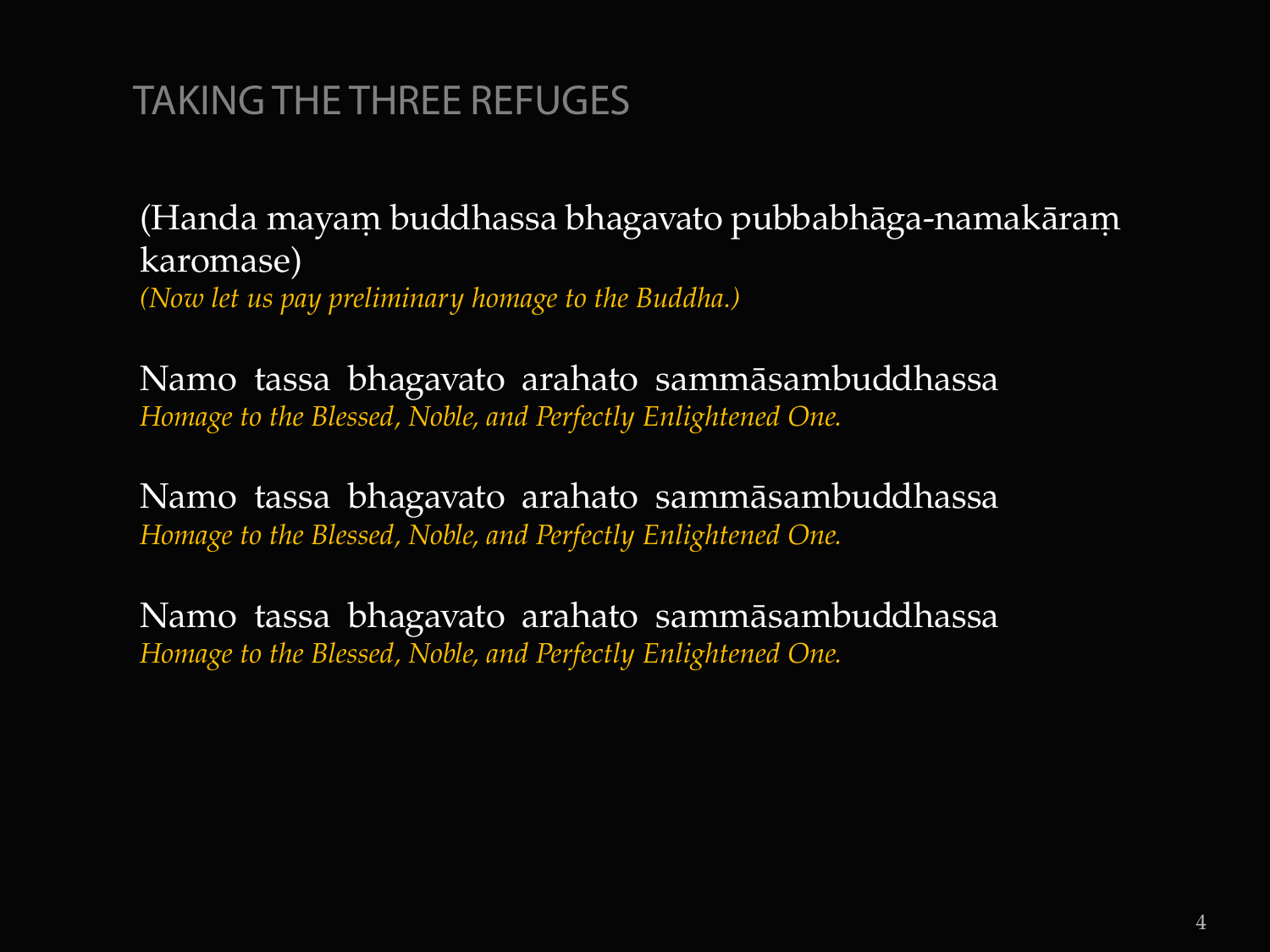## TAKING THE THREE REFUGES

(Handa mayaṃ buddhassa bhagavato pubbabhāga-namakāraṃ karomase)
*(Now let us pay preliminary homage to the Buddha.)*

Namo tassa bhagavato arahato sammāsambuddhassa
*Homage to the Blessed, Noble, and Perfectly Enlightened One.*

Namo tassa bhagavato arahato sammāsambuddhassa
*Homage to the Blessed, Noble, and Perfectly Enlightened One.*

Namo tassa bhagavato arahato sammāsambuddhassa
*Homage to the Blessed, Noble, and Perfectly Enlightened One.*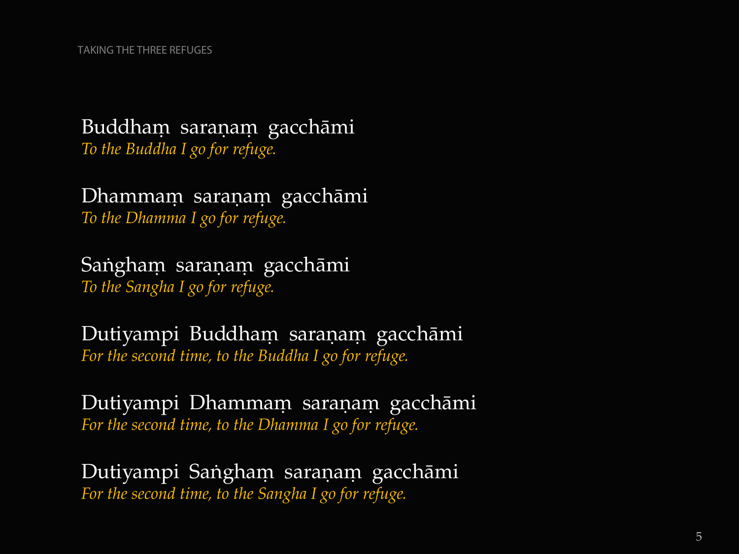Buddhaṃ saraṇaṃ gacchāmi
*To the Buddha I go for refuge.*

Dhammaṃ saraṇaṃ gacchāmi
*To the Dhamma I go for refuge.*

Saṅghaṃ saraṇaṃ gacchāmi
*To the Sangha I go for refuge.*

Dutiyampi Buddhaṃ saraṇaṃ gacchāmi
*For the second time, to the Buddha I go for refuge.*

Dutiyampi Dhammaṃ saraṇaṃ gacchāmi
*For the second time, to the Dhamma I go for refuge.*

Dutiyampi Saṅghaṃ saraṇaṃ gacchāmi
*For the second time, to the Sangha I go for refuge.*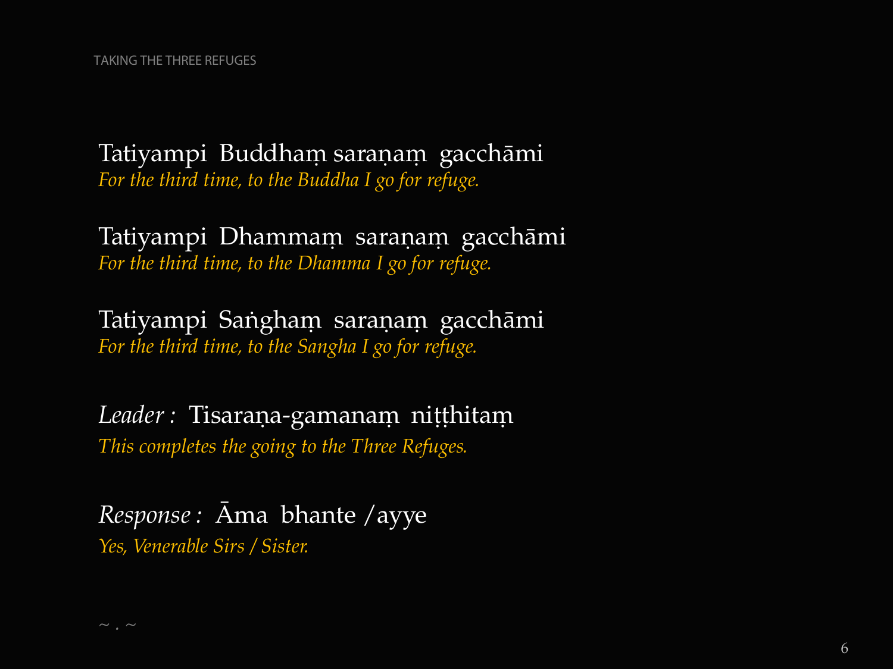Tatiyampi Buddhaṃ saraṇaṃ gacchāmi
*For the third time, to the Buddha I go for refuge.*

Tatiyampi Dhammaṃ saraṇaṃ gacchāmi
*For the third time, to the Dhamma I go for refuge.*

Tatiyampi Saṅghaṃ saraṇaṃ gacchāmi
*For the third time, to the Sangha I go for refuge.*

*Leader :* Tisaraṇa-gamanaṃ niṭṭhitaṃ
*This completes the going to the Three Refuges.*

*Response :* Āma bhante / ayye
*Yes, Venerable Sirs / Sister.*

~ . ~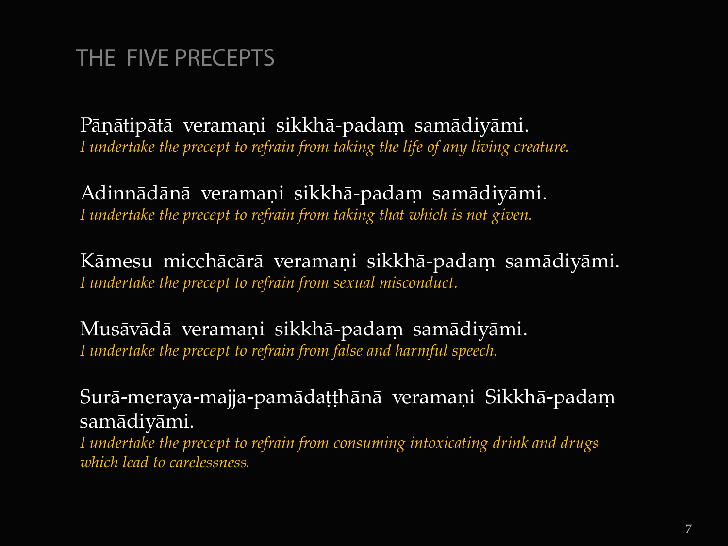# THE FIVE PRECEPTS

Pāṇātipātā veramaṇi sikkhā-padaṃ samādiyāmi.
*I undertake the precept to refrain from taking the life of any living creature.*

Adinnādānā veramaṇi sikkhā-padaṃ samādiyāmi.
*I undertake the precept to refrain from taking that which is not given.*

Kāmesu micchācārā veramaṇi sikkhā-padaṃ samādiyāmi.
*I undertake the precept to refrain from sexual misconduct.*

Musāvādā veramaṇi sikkhā-padaṃ samādiyāmi.
*I undertake the precept to refrain from false and harmful speech.*

Surā-meraya-majja-pamādaṭṭhānā veramaṇi Sikkhā-padaṃ samādiyāmi.
*I undertake the precept to refrain from consuming intoxicating drink and drugs which lead to carelessness.*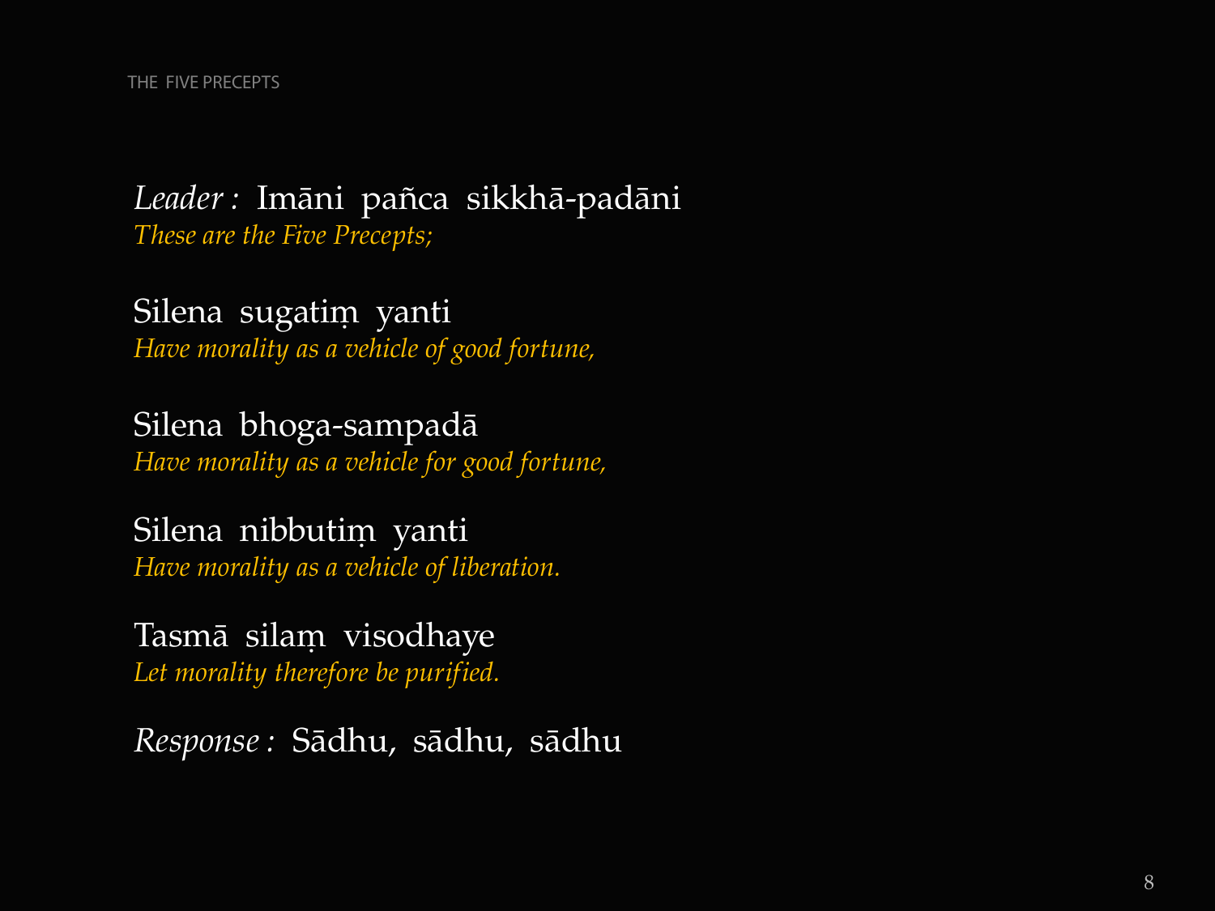THE FIVE PRECEPTS

*Leader :* Imāni pañca sikkhā-padāni
*These are the Five Precepts;*

Silena sugatiṃ yanti
*Have morality as a vehicle of good fortune,*

Silena bhoga-sampadā
*Have morality as a vehicle for good fortune,*

Silena nibbutiṃ yanti
*Have morality as a vehicle of liberation.*

Tasmā silaṃ visodhaye
*Let morality therefore be purified.*

*Response :* Sādhu, sādhu, sādhu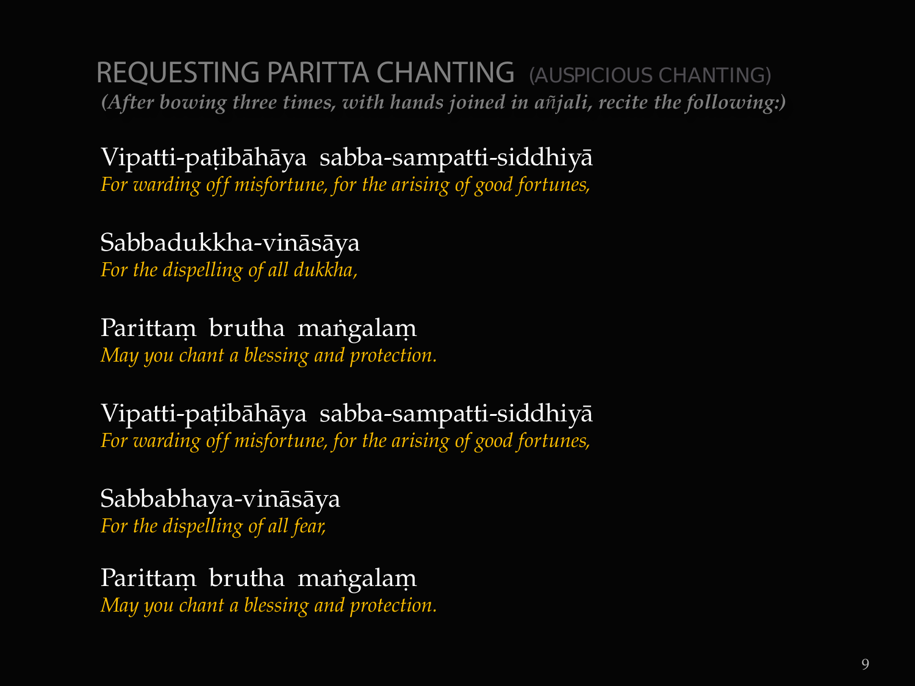## REQUESTING PARITTA CHANTING (AUSPICIOUS CHANTING)

***(After bowing three times, with hands joined in añjali, recite the following:)***

Vipatti-paṭibāhāya sabba-sampatti-siddhiyā
*For warding off misfortune, for the arising of good fortunes,*

Sabbadukkha-vināsāya
*For the dispelling of all dukkha,*

Parittaṃ brutha maṅgalaṃ
*May you chant a blessing and protection.*

Vipatti-paṭibāhāya sabba-sampatti-siddhiyā
*For warding off misfortune, for the arising of good fortunes,*

Sabbabhaya-vināsāya
*For the dispelling of all fear,*

Parittaṃ brutha maṅgalaṃ
*May you chant a blessing and protection.*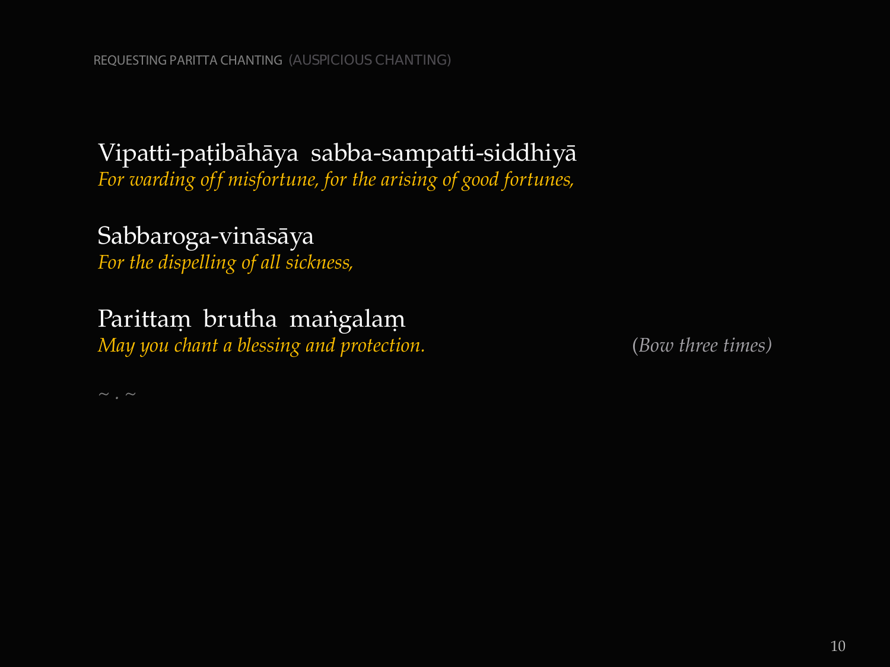## REQUESTING PARITTA CHANTING (AUSPICIOUS CHANTING)

Vipatti-paṭibāhāya sabba-sampatti-siddhiyā
*For warding off misfortune, for the arising of good fortunes,*

Sabbaroga-vināsāya
*For the dispelling of all sickness,*

Parittaṃ brutha maṅgalaṃ
*May you chant a blessing and protection.* *(Bow three times)*

~ . ~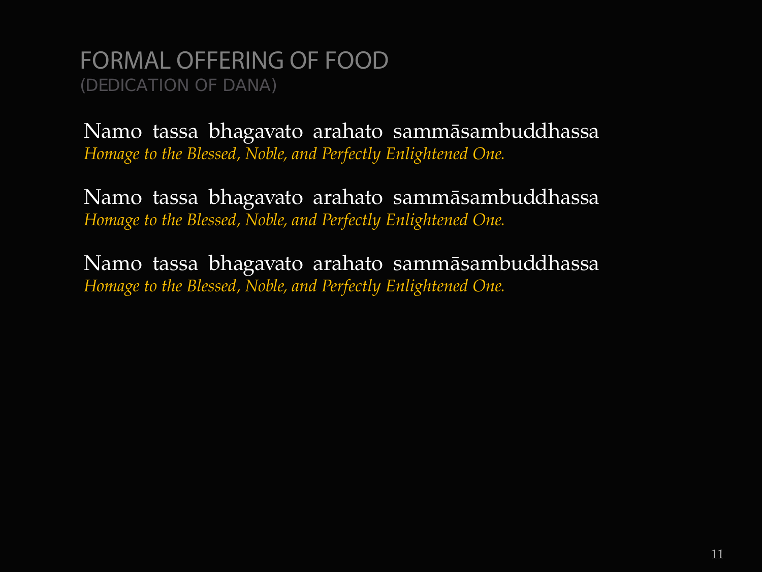# FORMAL OFFERING OF FOOD
## (DEDICATION OF DANA)

Namo tassa bhagavato arahato sammāsambuddhassa
*Homage to the Blessed, Noble, and Perfectly Enlightened One.*

Namo tassa bhagavato arahato sammāsambuddhassa
*Homage to the Blessed, Noble, and Perfectly Enlightened One.*

Namo tassa bhagavato arahato sammāsambuddhassa
*Homage to the Blessed, Noble, and Perfectly Enlightened One.*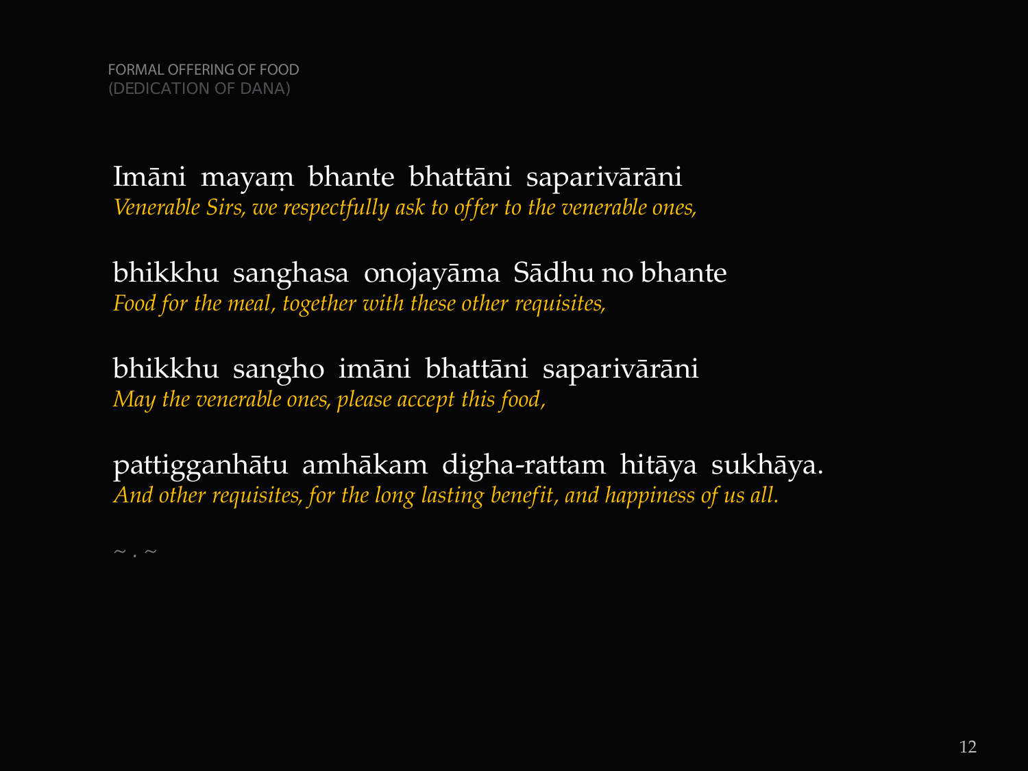FORMAL OFFERING OF FOOD
(DEDICATION OF DANA)

Imāni mayaṃ bhante bhattāni saparivārāni
*Venerable Sirs, we respectfully ask to offer to the venerable ones,*

bhikkhu sanghasa onojayāma Sādhu no bhante
*Food for the meal, together with these other requisites,*

bhikkhu sangho imāni bhattāni saparivārāni
*May the venerable ones, please accept this food,*

pattigganhātu amhākam digha-rattam hitāya sukhāya.
*And other requisites, for the long lasting benefit, and happiness of us all.*

~ . ~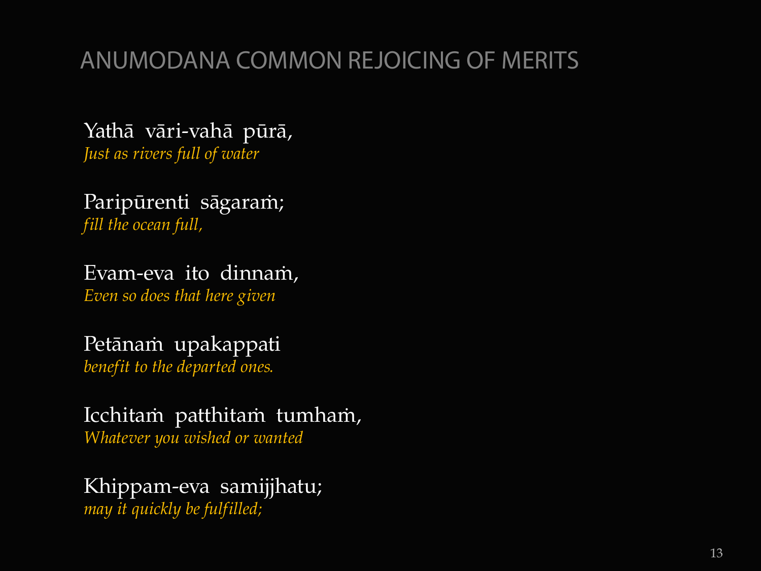# ANUMODANA COMMON REJOICING OF MERITS

Yathā vāri-vahā pūrā,
*Just as rivers full of water*

Paripūrenti sāgaraṁ;
*fill the ocean full,*

Evam-eva ito dinnaṁ,
*Even so does that here given*

Petānaṁ upakappati
*benefit to the departed ones.*

Icchitaṁ patthitaṁ tumhaṁ,
*Whatever you wished or wanted*

Khippam-eva samijjhatu;
*may it quickly be fulfilled;*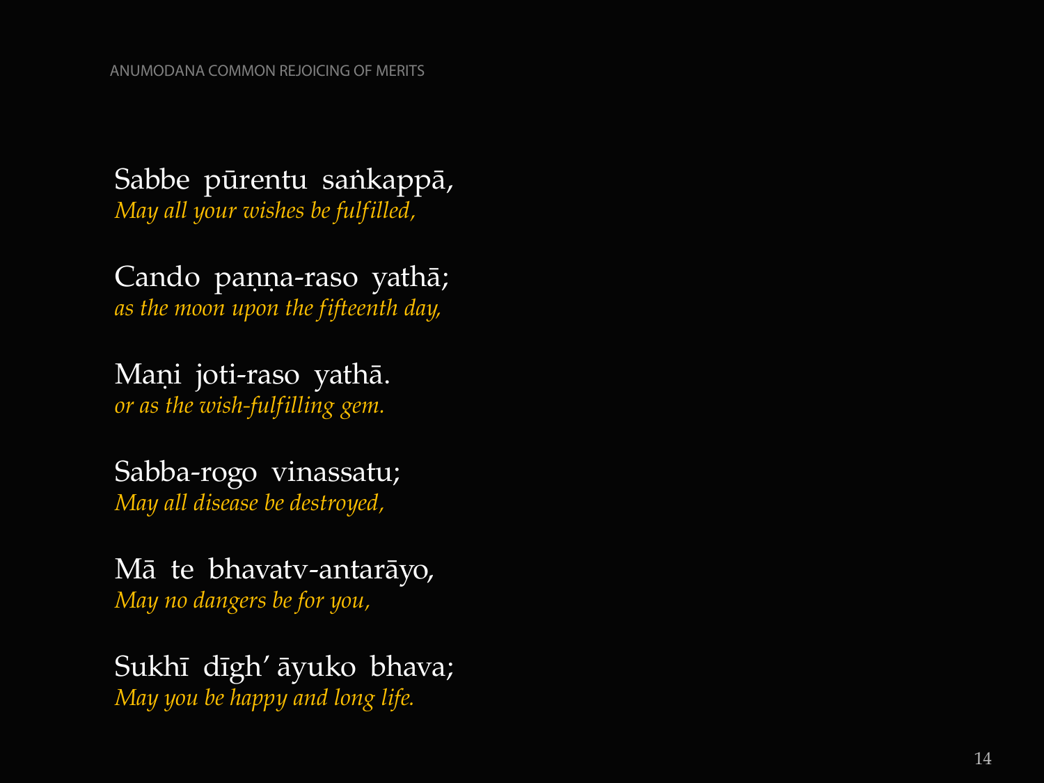Sabbe pūrentu saṅkappā,
*May all your wishes be fulfilled,*

Cando paṇṇa-raso yathā;
*as the moon upon the fifteenth day,*

Maṇi joti-raso yathā.
*or as the wish-fulfilling gem.*

Sabba-rogo vinassatu;
*May all disease be destroyed,*

Mā te bhavatv-antarāyo,
*May no dangers be for you,*

Sukhī dīgh' āyuko bhava;
*May you be happy and long life.*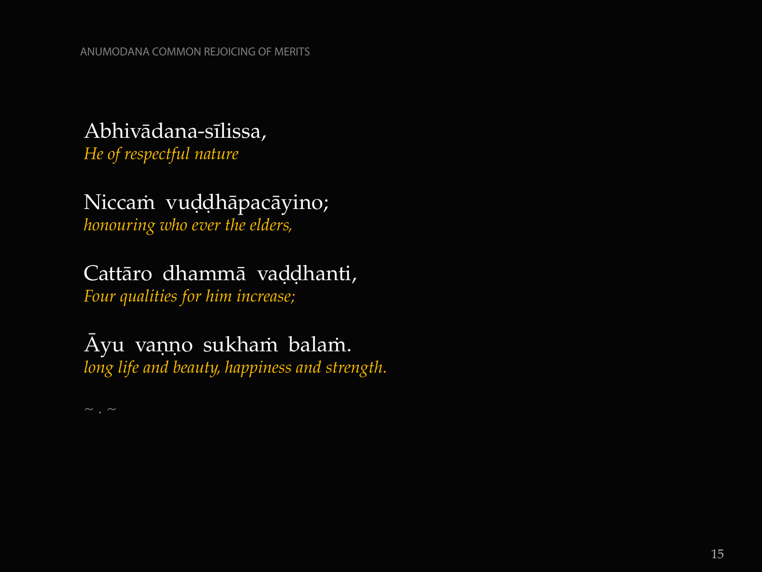Abhivādana-sīlissa,
*He of respectful nature*

Niccaṁ vuḍḍhāpacāyino;
*honouring who ever the elders,*

Cattāro dhammā vaḍḍhanti,
*Four qualities for him increase;*

Āyu vaṇṇo sukhaṁ balaṁ.
*long life and beauty, happiness and strength.*

~ . ~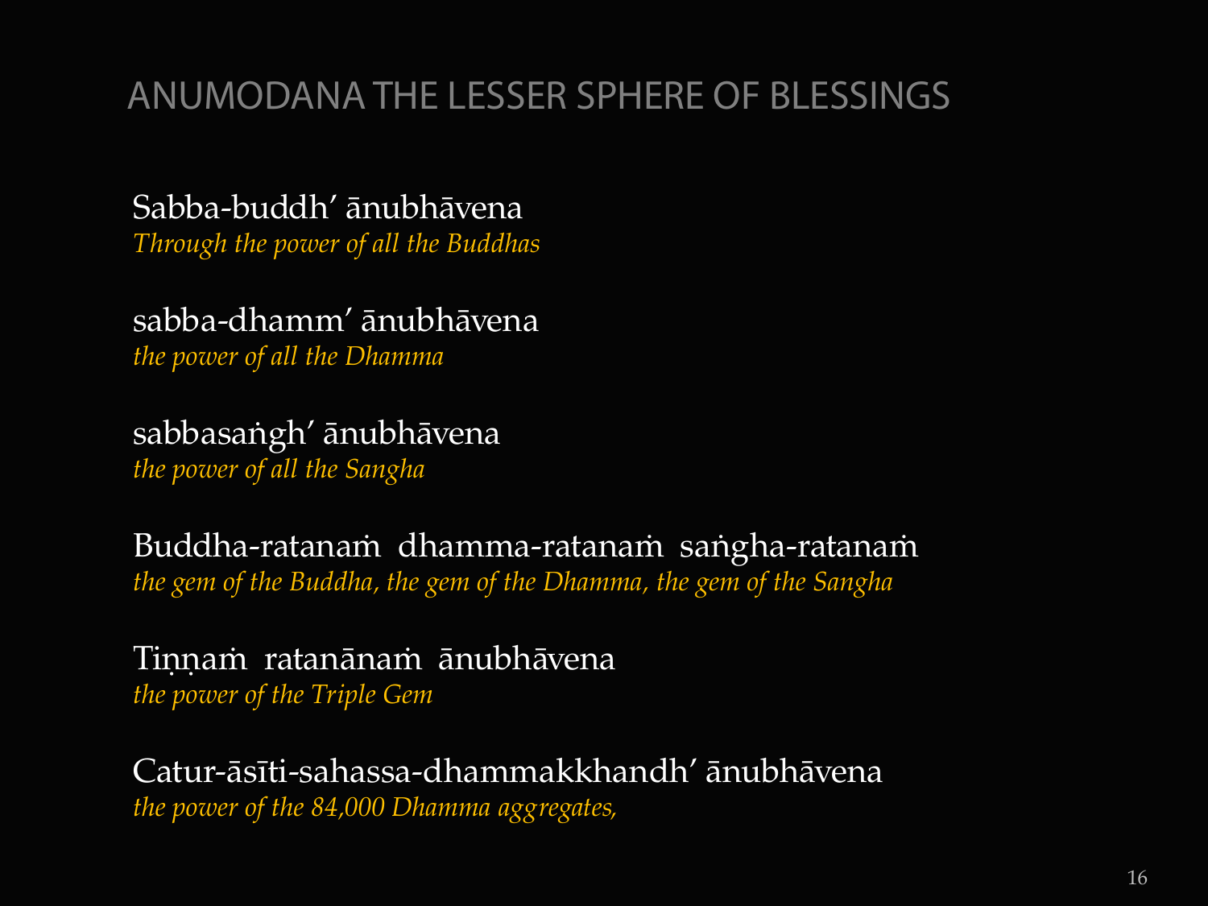# ANUMODANA THE LESSER SPHERE OF BLESSINGS

Sabba-buddh' ānubhāvena
*Through the power of all the Buddhas*

sabba-dhamm' ānubhāvena
*the power of all the Dhamma*

sabbasaṅgh' ānubhāvena
*the power of all the Sangha*

Buddha-ratanaṁ dhamma-ratanaṁ saṅgha-ratanaṁ
*the gem of the Buddha, the gem of the Dhamma, the gem of the Sangha*

Tiṇṇaṁ ratanānaṁ ānubhāvena
*the power of the Triple Gem*

Catur-āsīti-sahassa-dhammakkhandh' ānubhāvena
*the power of the 84,000 Dhamma aggregates,*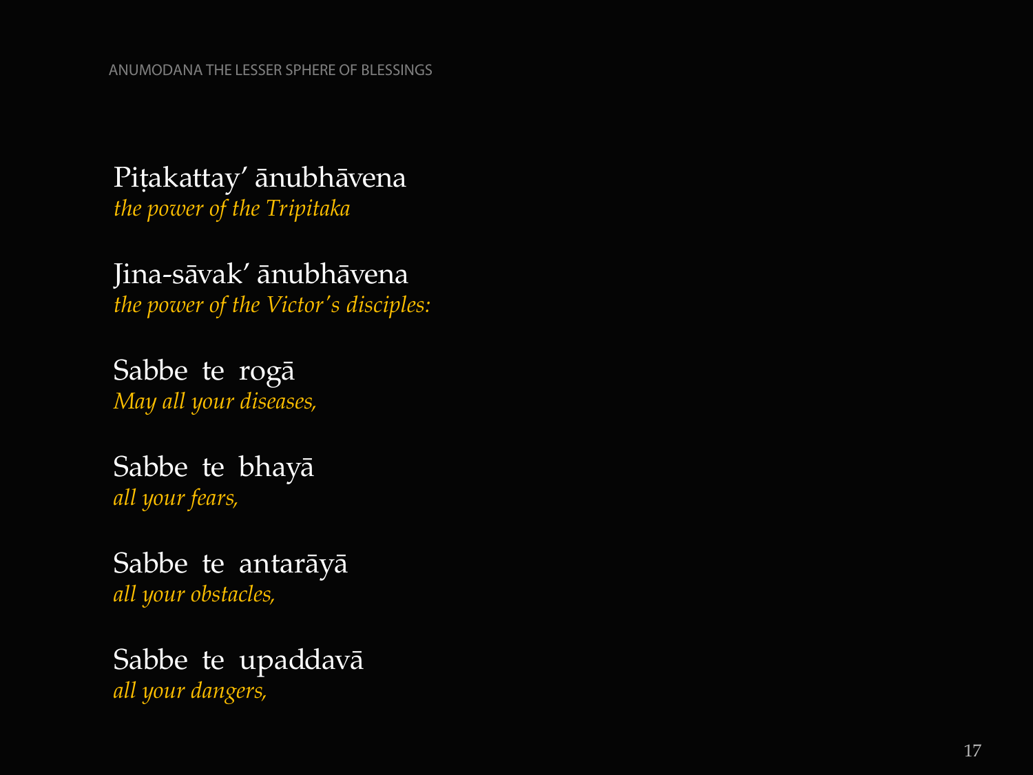Piṭakattay' ānubhāvena
*the power of the Tripitaka*

Jina-sāvak' ānubhāvena
*the power of the Victor's disciples:*

Sabbe te rogā
*May all your diseases,*

Sabbe te bhayā
*all your fears,*

Sabbe te antarāyā
*all your obstacles,*

Sabbe te upaddavā
*all your dangers,*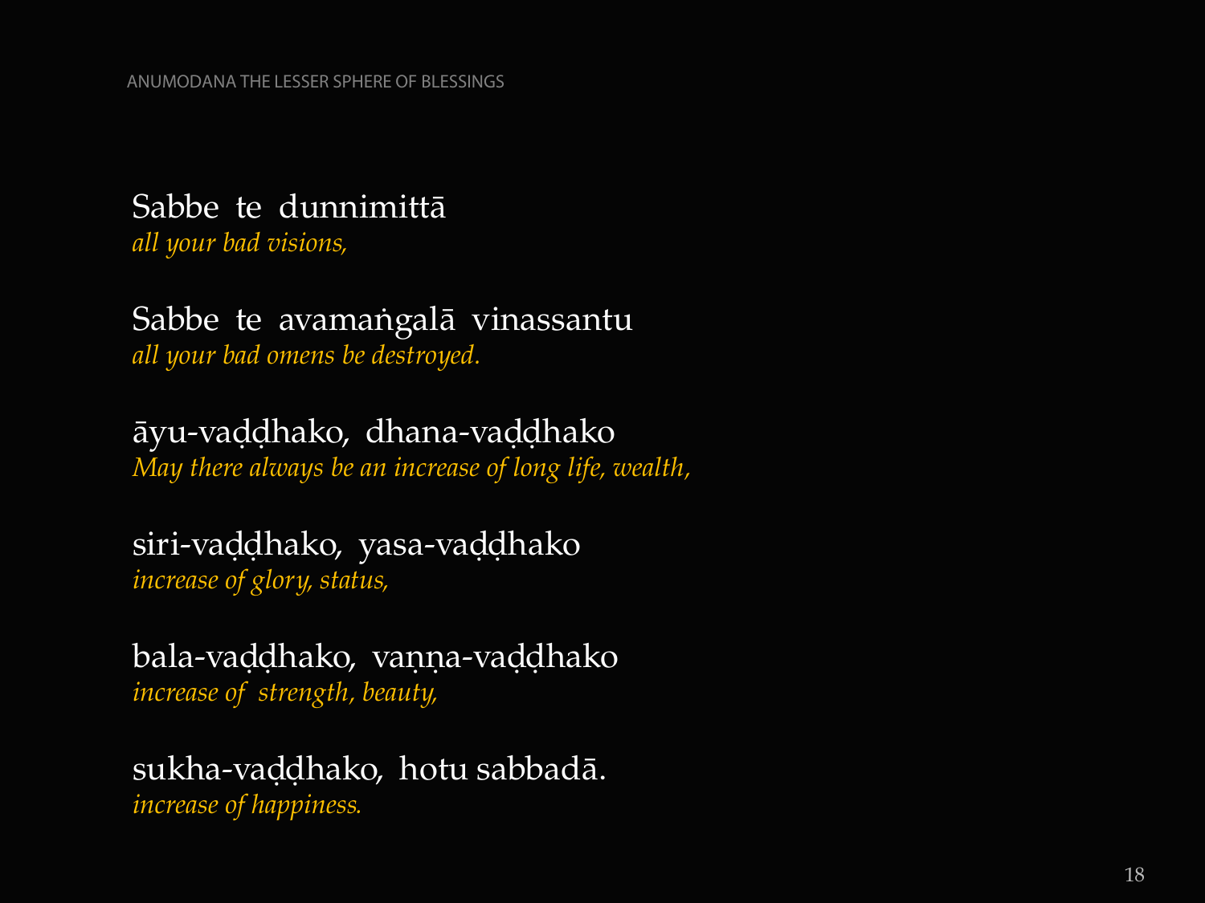Sabbe te dunnimittā
*all your bad visions,*

Sabbe te avamaṅgalā vinassantu
*all your bad omens be destroyed.*

āyu-vaḍḍhako, dhana-vaḍḍhako
*May there always be an increase of long life, wealth,*

siri-vaḍḍhako, yasa-vaḍḍhako
*increase of glory, status,*

bala-vaḍḍhako, vaṇṇa-vaḍḍhako
*increase of strength, beauty,*

sukha-vaḍḍhako, hotu sabbadā.
*increase of happiness.*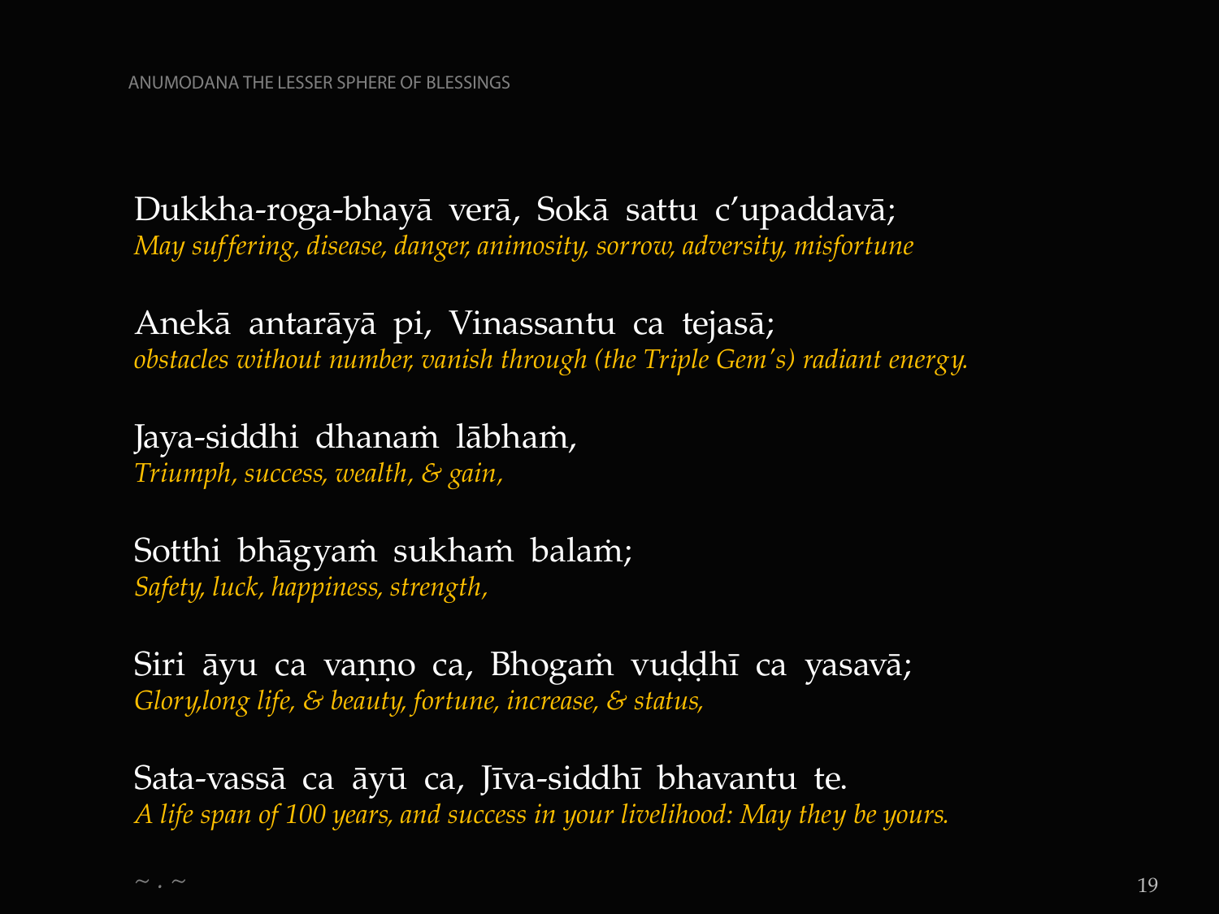Dukkha-roga-bhayā verā, Sokā sattu c'upaddavā;
*May suffering, disease, danger, animosity, sorrow, adversity, misfortune*

Anekā antarāyā pi, Vinassantu ca tejasā;
*obstacles without number, vanish through (the Triple Gem's) radiant energy.*

Jaya-siddhi dhanaṁ lābhaṁ,
*Triumph, success, wealth, & gain,*

Sotthi bhāgyaṁ sukhaṁ balaṁ;
*Safety, luck, happiness, strength,*

Siri āyu ca vaṇṇo ca, Bhogaṁ vuḍḍhī ca yasavā;
*Glory,long life, & beauty, fortune, increase, & status,*

Sata-vassā ca āyū ca, Jīva-siddhī bhavantu te.
*A life span of 100 years, and success in your livelihood: May they be yours.*

~ . ~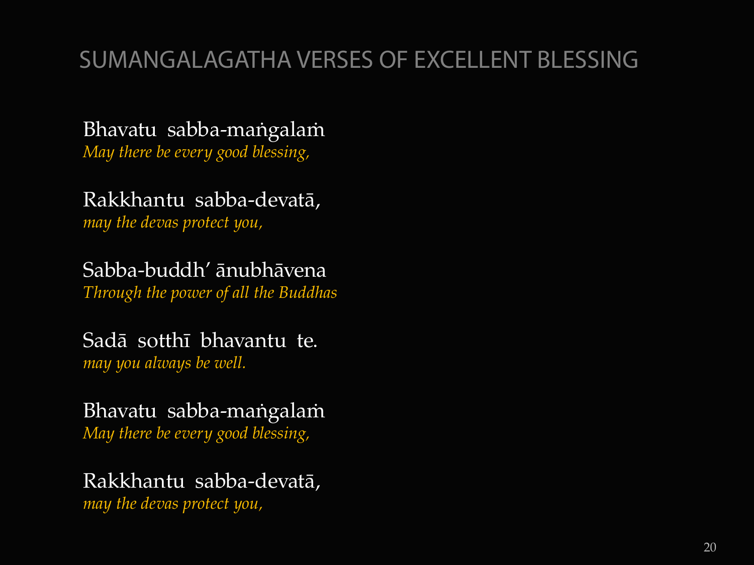# SUMANGALAGATHA VERSES OF EXCELLENT BLESSING

Bhavatu sabba-maṅgalaṁ
*May there be every good blessing,*

Rakkhantu sabba-devatā,
*may the devas protect you,*

Sabba-buddh' ānubhāvena
*Through the power of all the Buddhas*

Sadā sotthī bhavantu te.
*may you always be well.*

Bhavatu sabba-maṅgalaṁ
*May there be every good blessing,*

Rakkhantu sabba-devatā,
*may the devas protect you,*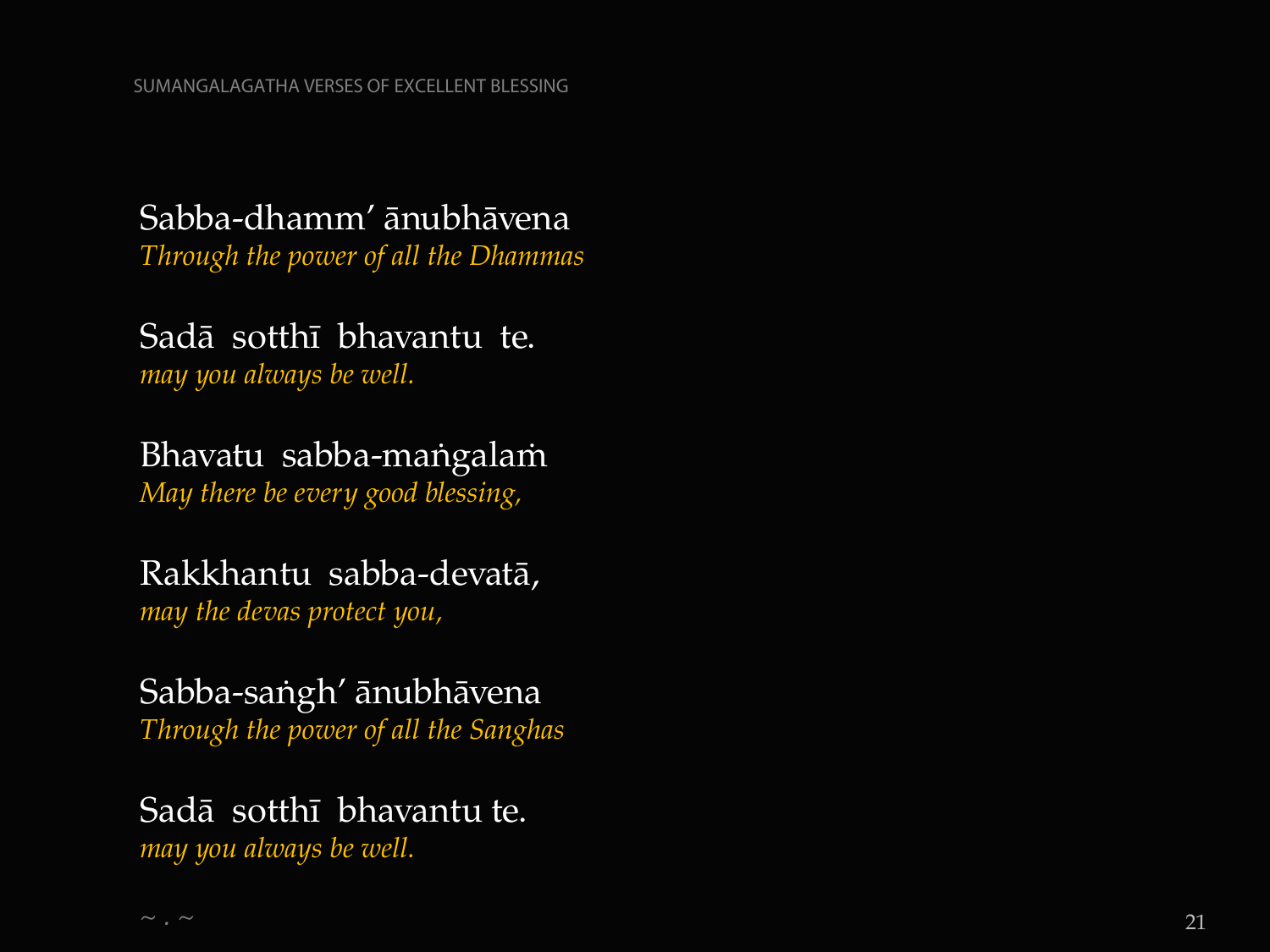Sabba-dhamm' ānubhāvena
*Through the power of all the Dhammas*

Sadā sotthī bhavantu te.
*may you always be well.*

Bhavatu sabba-maṅgalaṁ
*May there be every good blessing,*

Rakkhantu sabba-devatā,
*may the devas protect you,*

Sabba-saṅgh' ānubhāvena
*Through the power of all the Sanghas*

Sadā sotthī bhavantu te.
*may you always be well.*

~ . ~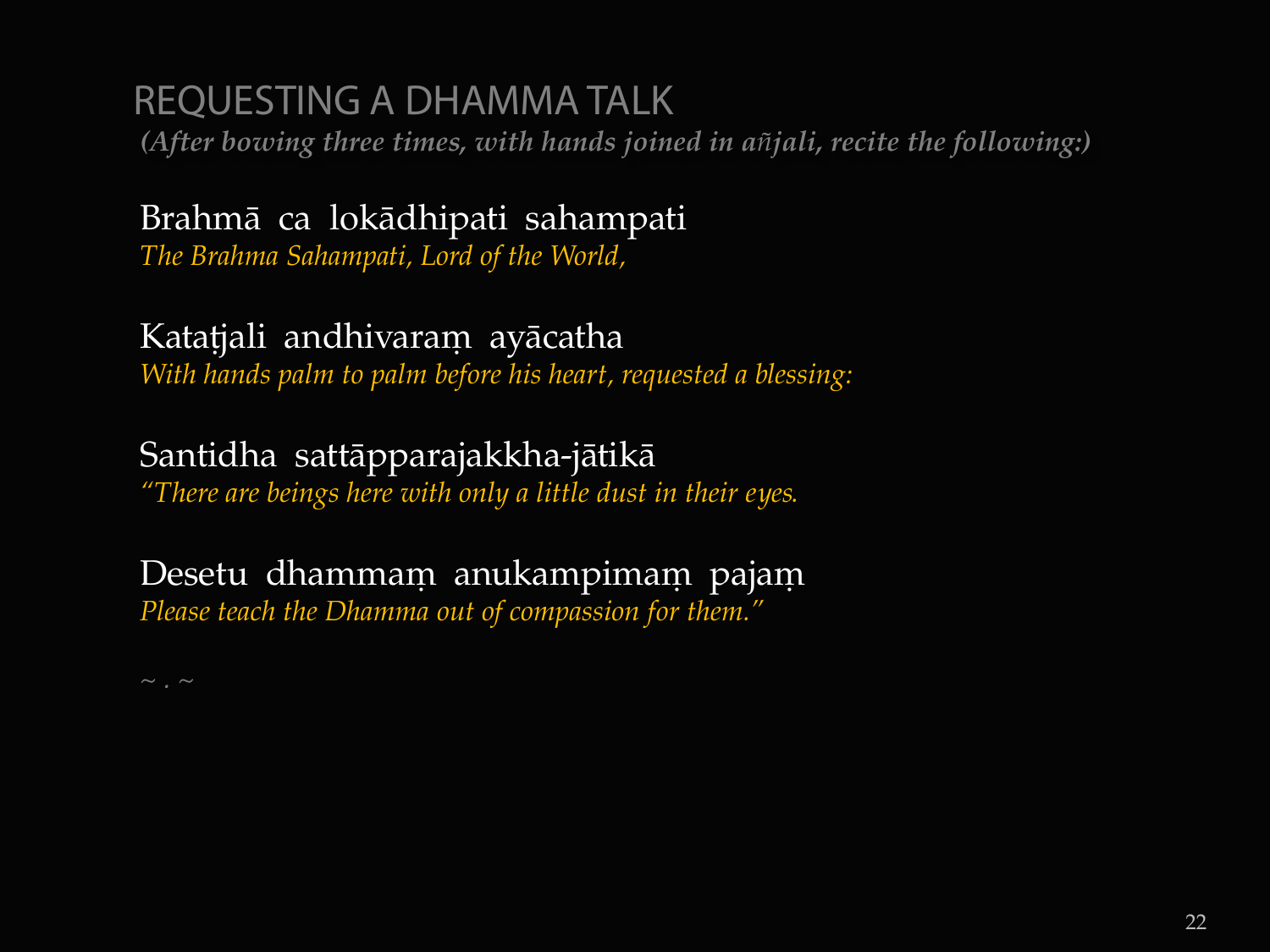## REQUESTING A DHAMMA TALK

***(After bowing three times, with hands joined in añjali, recite the following:)***

Brahmā ca lokādhipati sahampati
*The Brahma Sahampati, Lord of the World,*

Kataṭjali andhivaraṃ ayācatha
*With hands palm to palm before his heart, requested a blessing:*

Santidha sattāpparajakkha-jātikā
*"There are beings here with only a little dust in their eyes.*

Desetu dhammaṃ anukampimaṃ pajaṃ
*Please teach the Dhamma out of compassion for them."*

~ . ~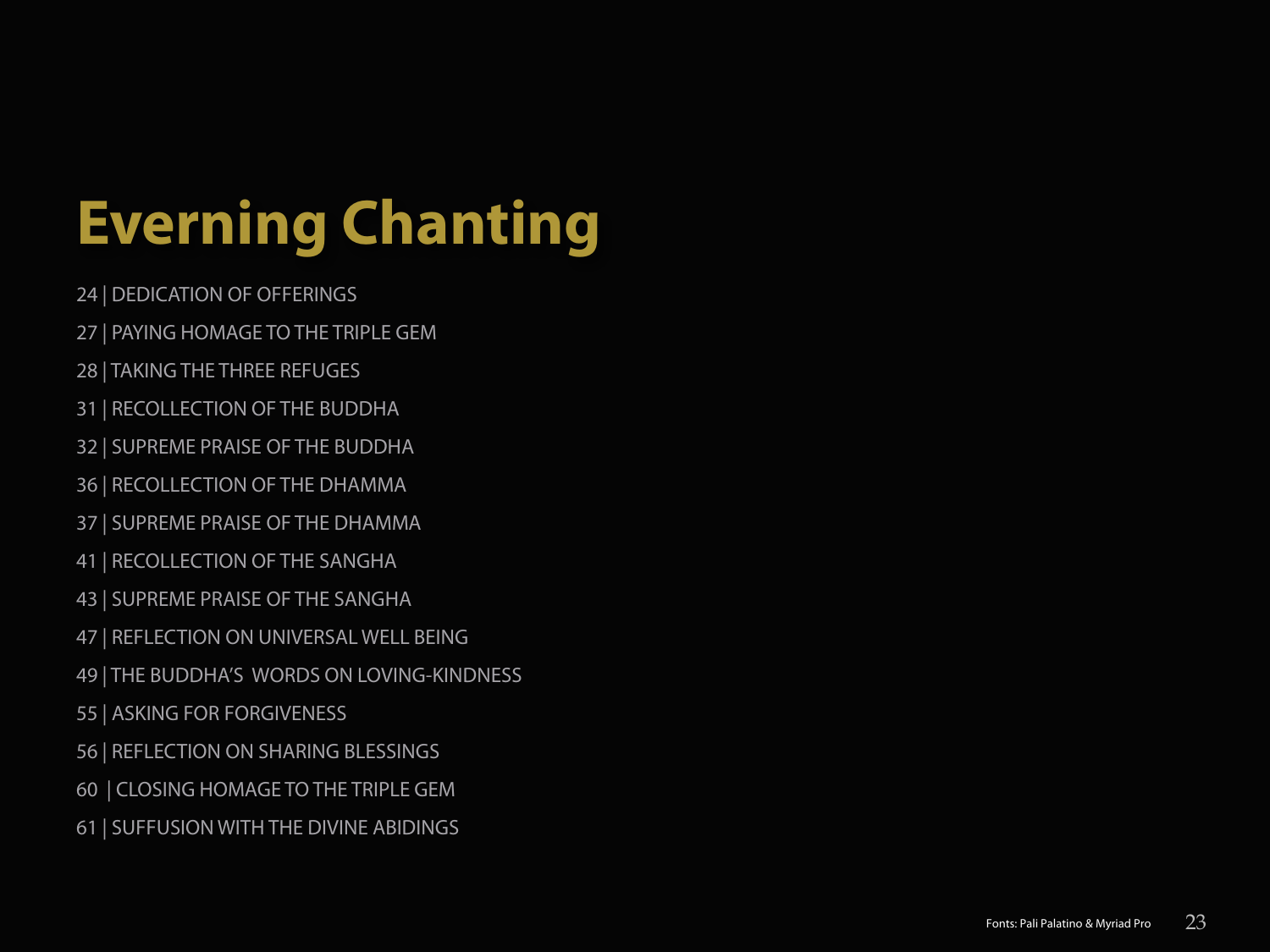# Everning Chanting

24 | DEDICATION OF OFFERINGS

27 | PAYING HOMAGE TO THE TRIPLE GEM

28 | TAKING THE THREE REFUGES

31 | RECOLLECTION OF THE BUDDHA

32 | SUPREME PRAISE OF THE BUDDHA

36 | RECOLLECTION OF THE DHAMMA

37 | SUPREME PRAISE OF THE DHAMMA

41 | RECOLLECTION OF THE SANGHA

43 | SUPREME PRAISE OF THE SANGHA

47 | REFLECTION ON UNIVERSAL WELL BEING

49 | THE BUDDHA'S WORDS ON LOVING-KINDNESS

55 | ASKING FOR FORGIVENESS

56 | REFLECTION ON SHARING BLESSINGS

60 | CLOSING HOMAGE TO THE TRIPLE GEM

61 | SUFFUSION WITH THE DIVINE ABIDINGS

Fonts: Pali Palatino & Myriad Pro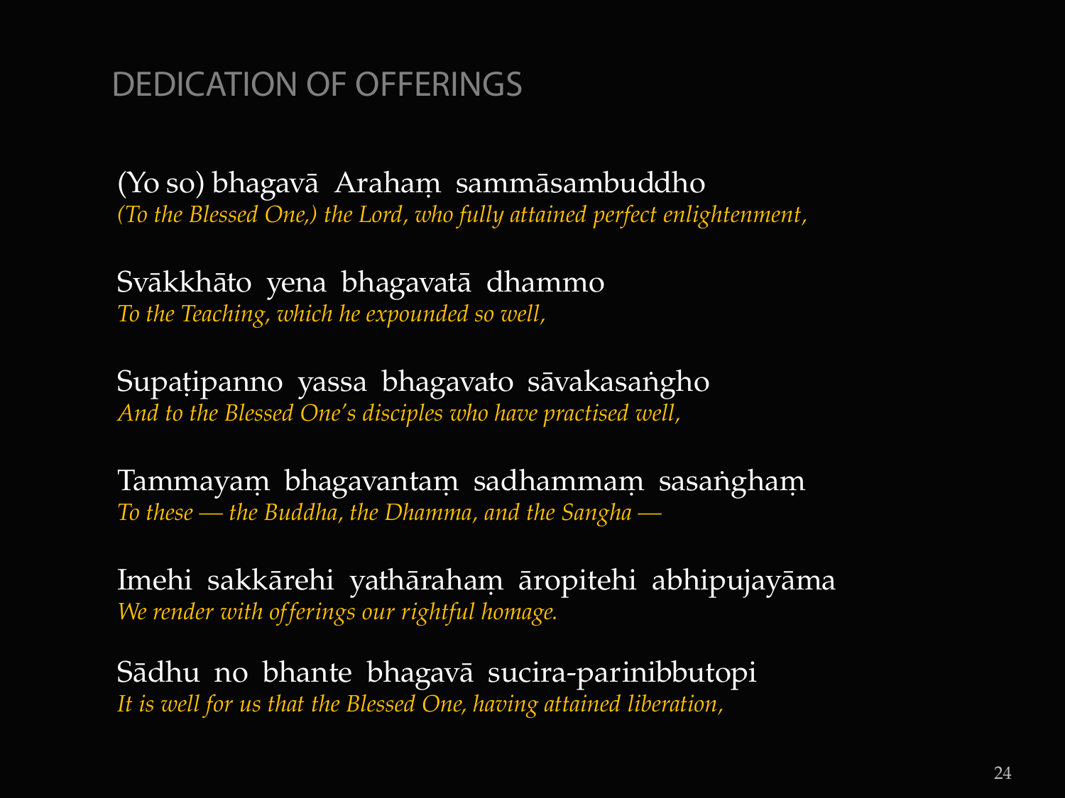## DEDICATION OF OFFERINGS

(Yo so) bhagavā Arahaṃ sammāsambuddho
*(To the Blessed One,) the Lord, who fully attained perfect enlightenment,*

Svākkhāto yena bhagavatā dhammo
*To the Teaching, which he expounded so well,*

Supaṭipanno yassa bhagavato sāvakasaṅgho
*And to the Blessed One's disciples who have practised well,*

Tammayaṃ bhagavantaṃ sadhammaṃ sasaṅghaṃ
*To these — the Buddha, the Dhamma, and the Sangha —*

Imehi sakkārehi yathārahaṃ āropitehi abhipujayāma
*We render with offerings our rightful homage.*

Sādhu no bhante bhagavā sucira-parinibbutopi
*It is well for us that the Blessed One, having attained liberation,*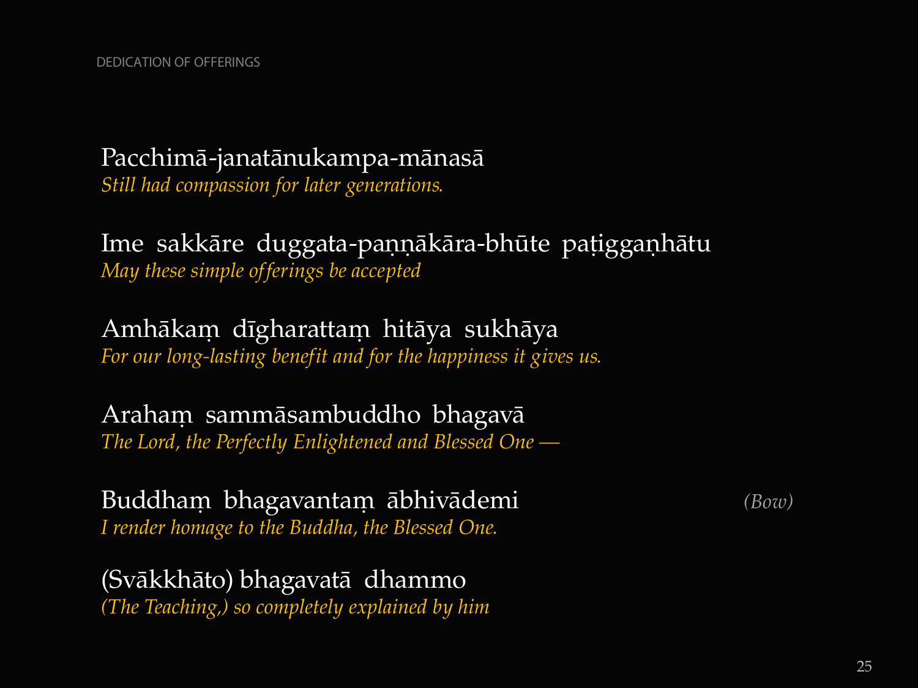Pacchimā-janatānukampa-mānasā
*Still had compassion for later generations.*

Ime sakkāre duggata-paṇṇākāra-bhūte paṭiggaṇhātu
*May these simple offerings be accepted*

Amhākaṃ dīgharattaṃ hitāya sukhāya
*For our long-lasting benefit and for the happiness it gives us.*

Arahaṃ sammāsambuddho bhagavā
*The Lord, the Perfectly Enlightened and Blessed One —*

Buddhaṃ bhagavantaṃ ābhivādemi *(Bow)*
*I render homage to the Buddha, the Blessed One.*

(Svākkhāto) bhagavatā dhammo
*(The Teaching,) so completely explained by him*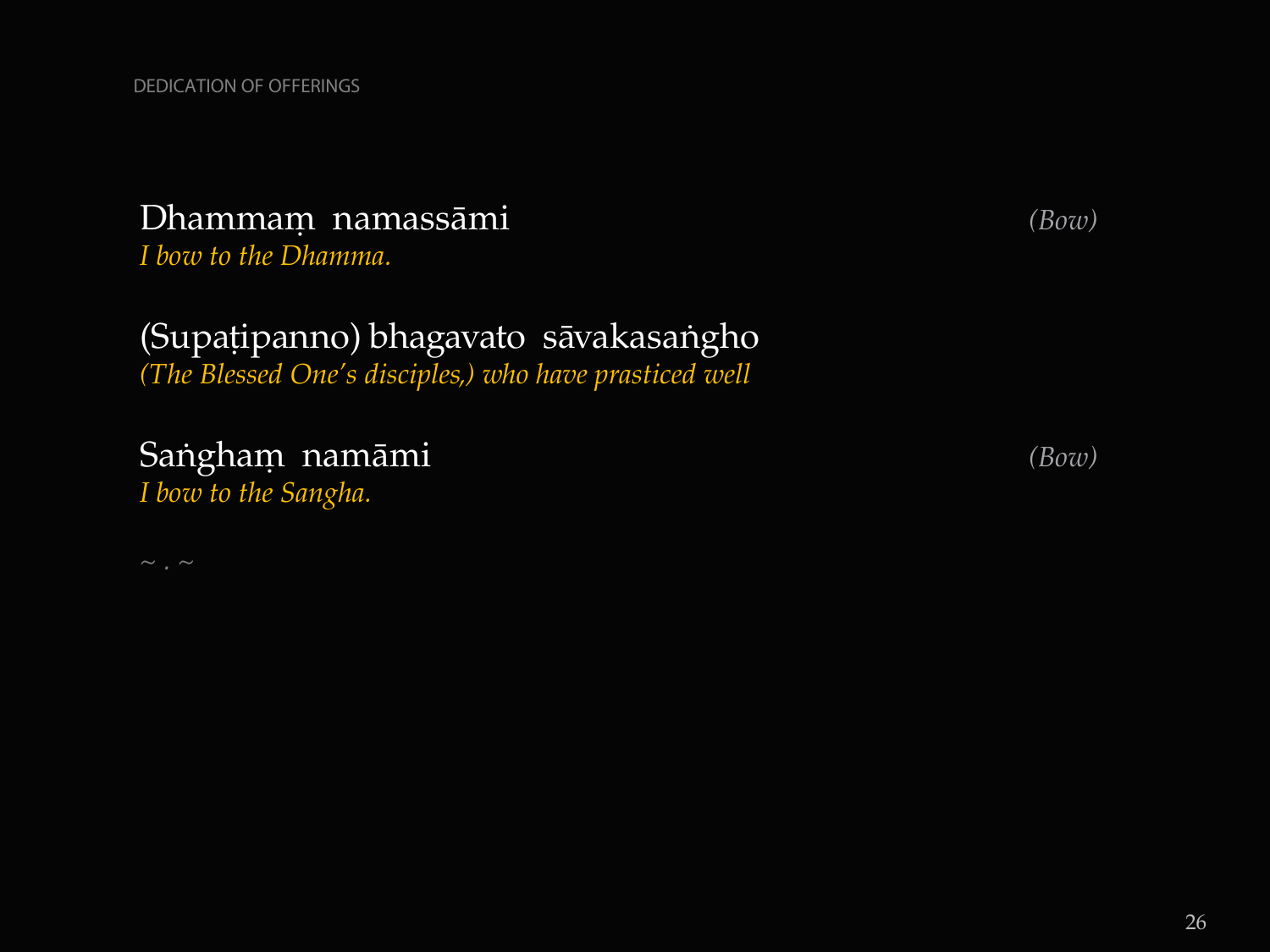Dhammaṃ namassāmi *(Bow)*
*I bow to the Dhamma.*

(Supaṭipanno) bhagavato sāvakasaṅgho
*(The Blessed One's disciples,) who have prasticed well*

Saṅghaṃ namāmi *(Bow)*
*I bow to the Sangha.*

~ . ~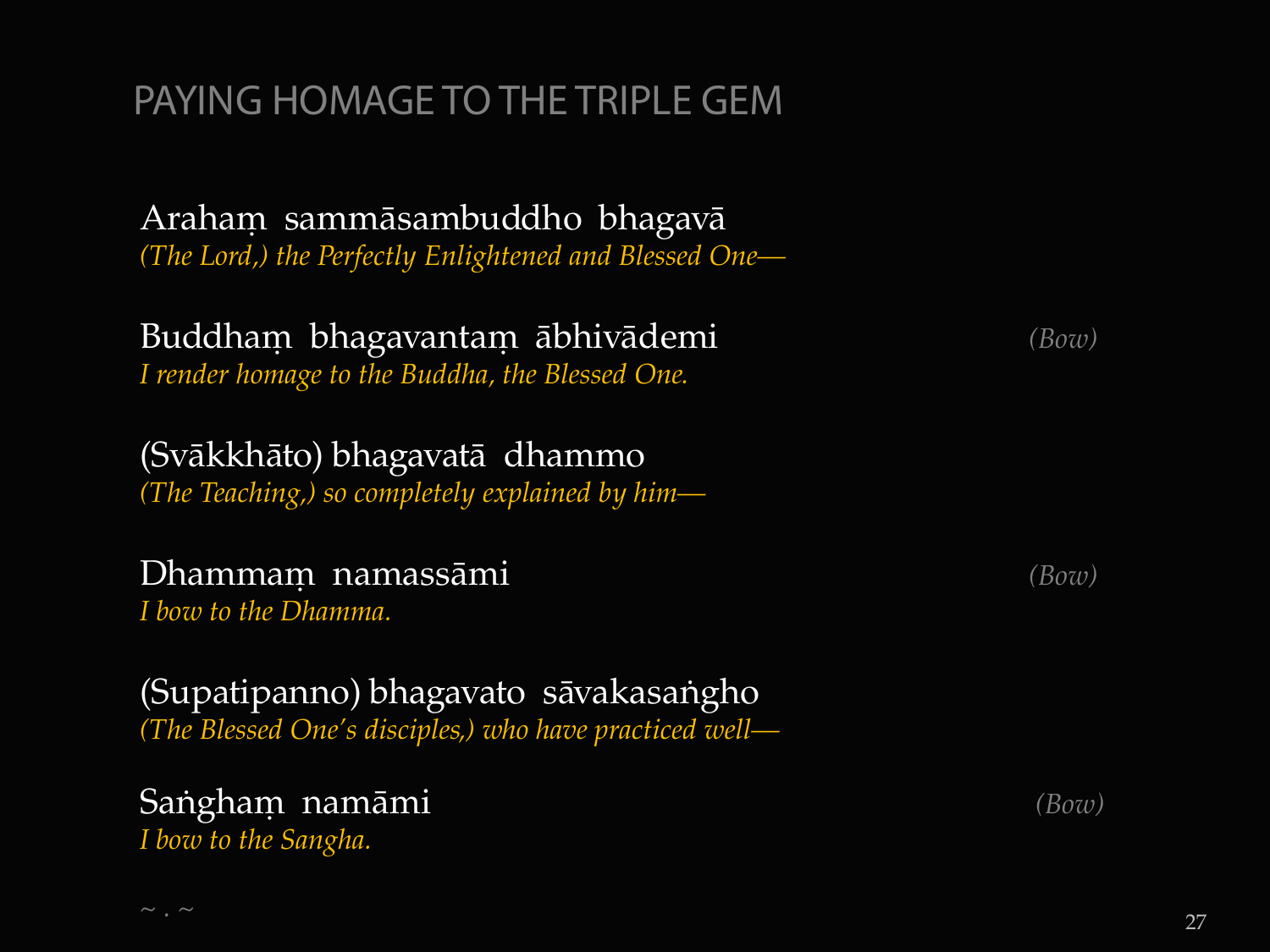# PAYING HOMAGE TO THE TRIPLE GEM

Arahaṃ sammāsambuddho bhagavā
*(The Lord,) the Perfectly Enlightened and Blessed One—*

Buddhaṃ bhagavantaṃ ābhivādemi *(Bow)*
*I render homage to the Buddha, the Blessed One.*

(Svākkhāto) bhagavatā dhammo
*(The Teaching,) so completely explained by him—*

Dhammaṃ namassāmi *(Bow)*
*I bow to the Dhamma.*

(Supatipanno) bhagavato sāvakasaṅgho
*(The Blessed One's disciples,) who have practiced well—*

Saṅghaṃ namāmi *(Bow)*
*I bow to the Sangha.*

~ . ~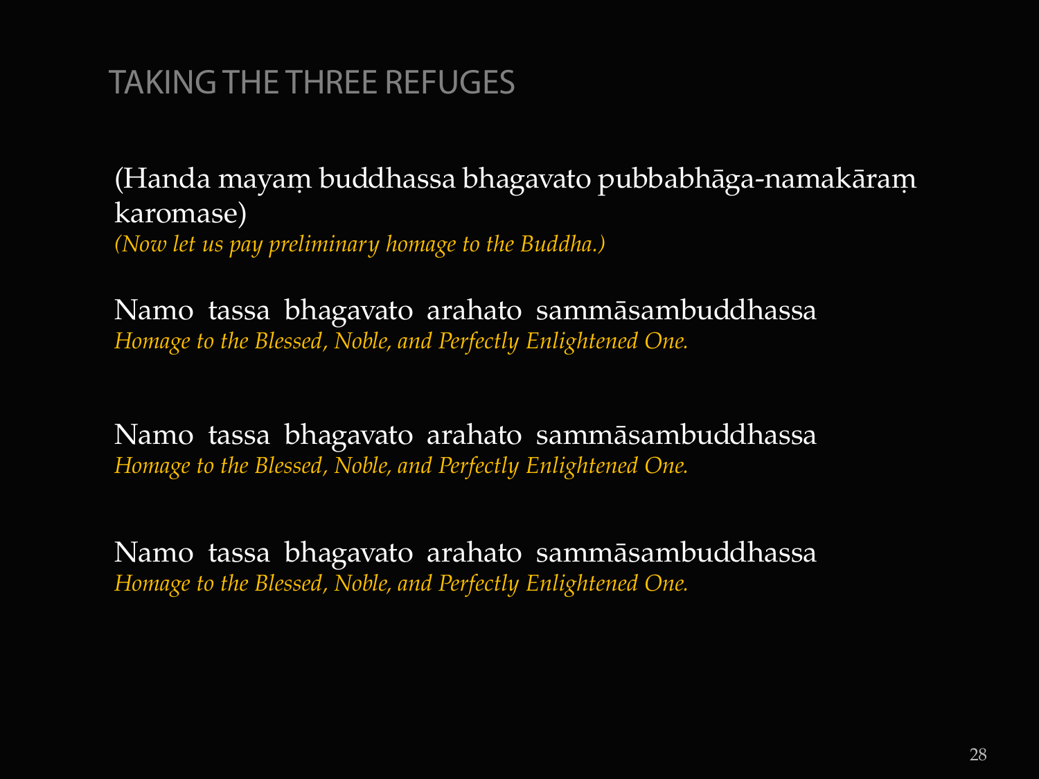## TAKING THE THREE REFUGES

(Handa mayaṃ buddhassa bhagavato pubbabhāga-namakāraṃ karomase)
*(Now let us pay preliminary homage to the Buddha.)*

Namo tassa bhagavato arahato sammāsambuddhassa
*Homage to the Blessed, Noble, and Perfectly Enlightened One.*

Namo tassa bhagavato arahato sammāsambuddhassa
*Homage to the Blessed, Noble, and Perfectly Enlightened One.*

Namo tassa bhagavato arahato sammāsambuddhassa
*Homage to the Blessed, Noble, and Perfectly Enlightened One.*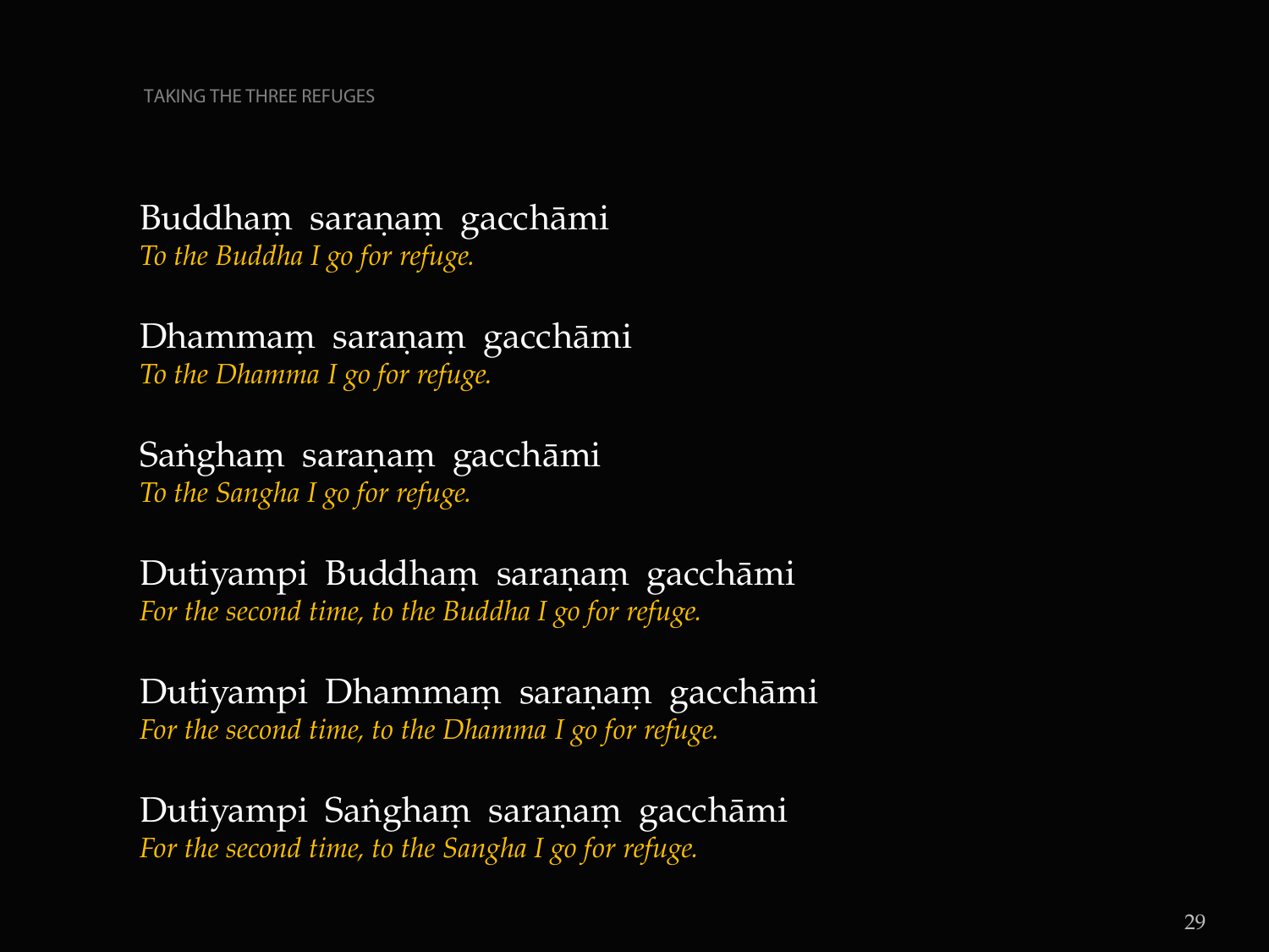Buddhaṃ saraṇaṃ gacchāmi
*To the Buddha I go for refuge.*

Dhammaṃ saraṇaṃ gacchāmi
*To the Dhamma I go for refuge.*

Saṅghaṃ saraṇaṃ gacchāmi
*To the Sangha I go for refuge.*

Dutiyampi Buddhaṃ saraṇaṃ gacchāmi
*For the second time, to the Buddha I go for refuge.*

Dutiyampi Dhammaṃ saraṇaṃ gacchāmi
*For the second time, to the Dhamma I go for refuge.*

Dutiyampi Saṅghaṃ saraṇaṃ gacchāmi
*For the second time, to the Sangha I go for refuge.*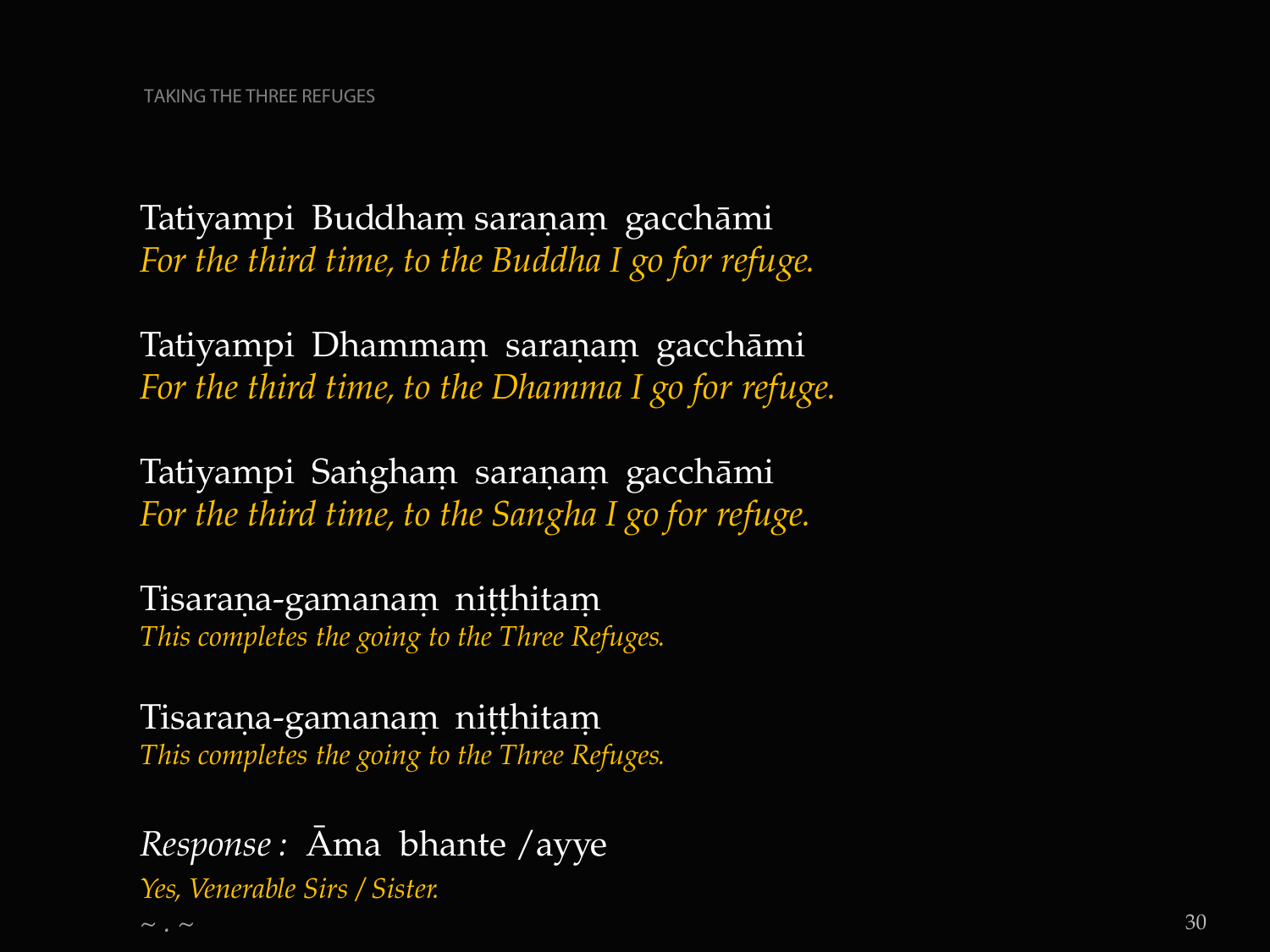Tatiyampi Buddhaṃ saraṇaṃ gacchāmi
*For the third time, to the Buddha I go for refuge.*

Tatiyampi Dhammaṃ saraṇaṃ gacchāmi
*For the third time, to the Dhamma I go for refuge.*

Tatiyampi Saṅghaṃ saraṇaṃ gacchāmi
*For the third time, to the Sangha I go for refuge.*

Tisaraṇa-gamanaṃ niṭṭhitaṃ
*This completes the going to the Three Refuges.*

Tisaraṇa-gamanaṃ niṭṭhitaṃ
*This completes the going to the Three Refuges.*

*Response :* Āma bhante / ayye
*Yes, Venerable Sirs / Sister.*

~ . ~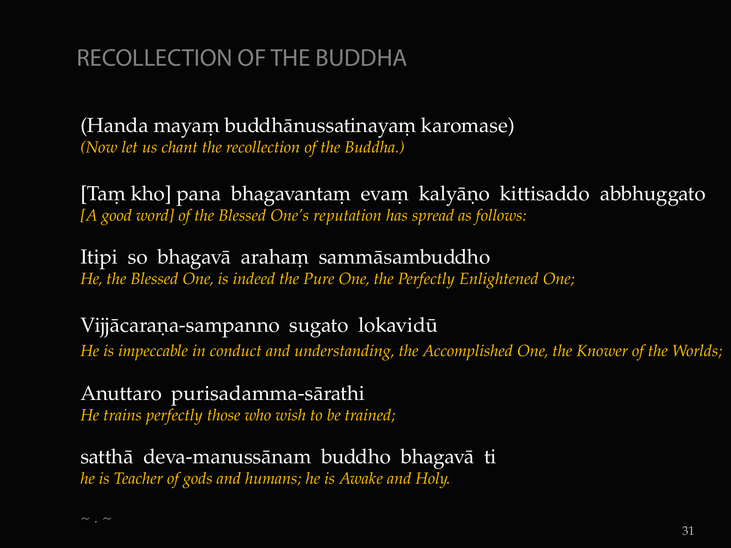# RECOLLECTION OF THE BUDDHA

(Handa mayaṃ buddhānussatinayaṃ karomase)
*(Now let us chant the recollection of the Buddha.)*

[Taṃ kho] pana bhagavantaṃ evaṃ kalyāṇo kittisaddo abbhuggato
*[A good word] of the Blessed One's reputation has spread as follows:*

Itipi so bhagavā arahaṃ sammāsambuddho
*He, the Blessed One, is indeed the Pure One, the Perfectly Enlightened One;*

Vijjācaraṇa-sampanno sugato lokavidū
*He is impeccable in conduct and understanding, the Accomplished One, the Knower of the Worlds;*

Anuttaro purisadamma-sārathi
*He trains perfectly those who wish to be trained;*

satthā deva-manussānam buddho bhagavā ti
*he is Teacher of gods and humans; he is Awake and Holy.*

~ . ~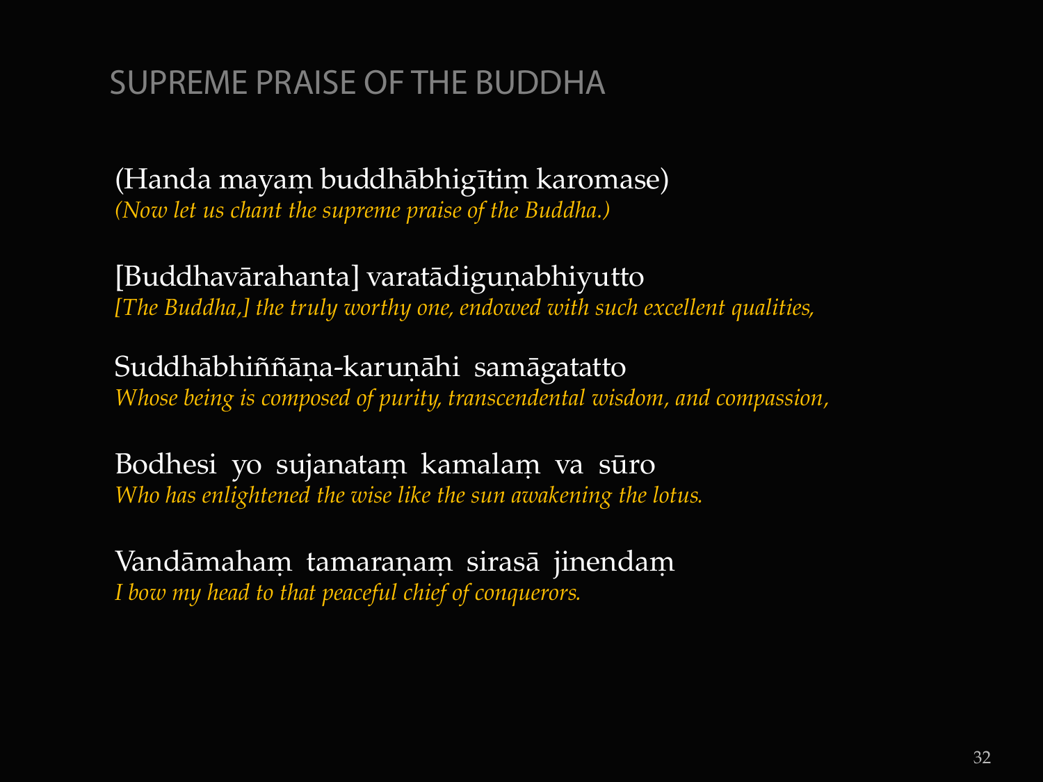## SUPREME PRAISE OF THE BUDDHA

(Handa mayaṃ buddhābhigītiṃ karomase)
*(Now let us chant the supreme praise of the Buddha.)*

[Buddhavārahanta] varatādiguṇabhiyutto
*[The Buddha,] the truly worthy one, endowed with such excellent qualities,*

Suddhābhiññāṇa-karuṇāhi samāgatatto
*Whose being is composed of purity, transcendental wisdom, and compassion,*

Bodhesi yo sujanataṃ kamalaṃ va sūro
*Who has enlightened the wise like the sun awakening the lotus.*

Vandāmahaṃ tamaraṇaṃ sirasā jinendaṃ
*I bow my head to that peaceful chief of conquerors.*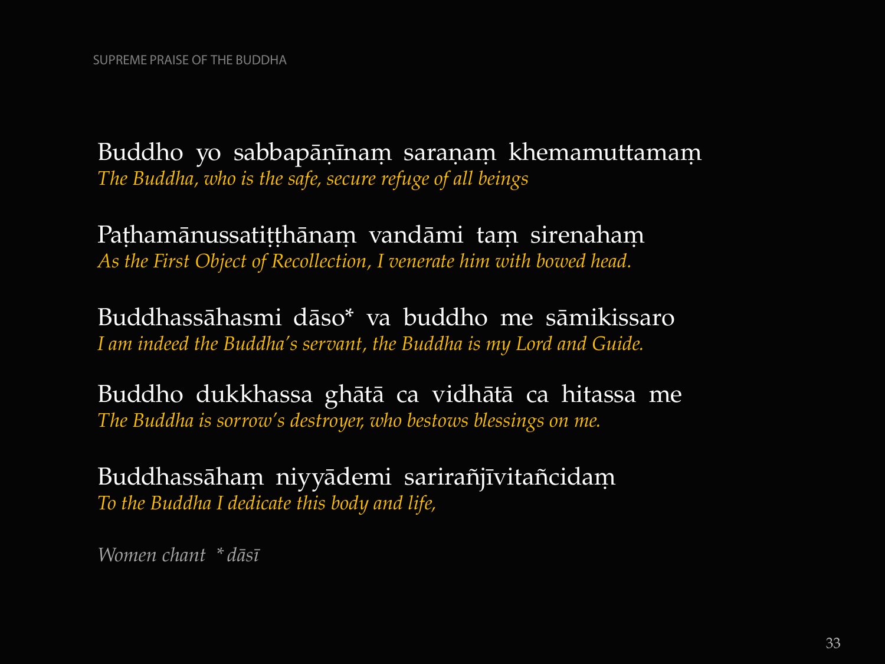Buddho yo sabbapāṇīnaṃ saraṇaṃ khemamuttamaṃ
*The Buddha, who is the safe, secure refuge of all beings*

Paṭhamānussatiṭṭhānaṃ vandāmi taṃ sirenahaṃ
*As the First Object of Recollection, I venerate him with bowed head.*

Buddhassāhasmi dāso* va buddho me sāmikissaro
*I am indeed the Buddha's servant, the Buddha is my Lord and Guide.*

Buddho dukkhassa ghātā ca vidhātā ca hitassa me
*The Buddha is sorrow's destroyer, who bestows blessings on me.*

Buddhassāhaṃ niyyādemi sarirañjīvitañcidaṃ
*To the Buddha I dedicate this body and life,*

*Women chant * dāsī*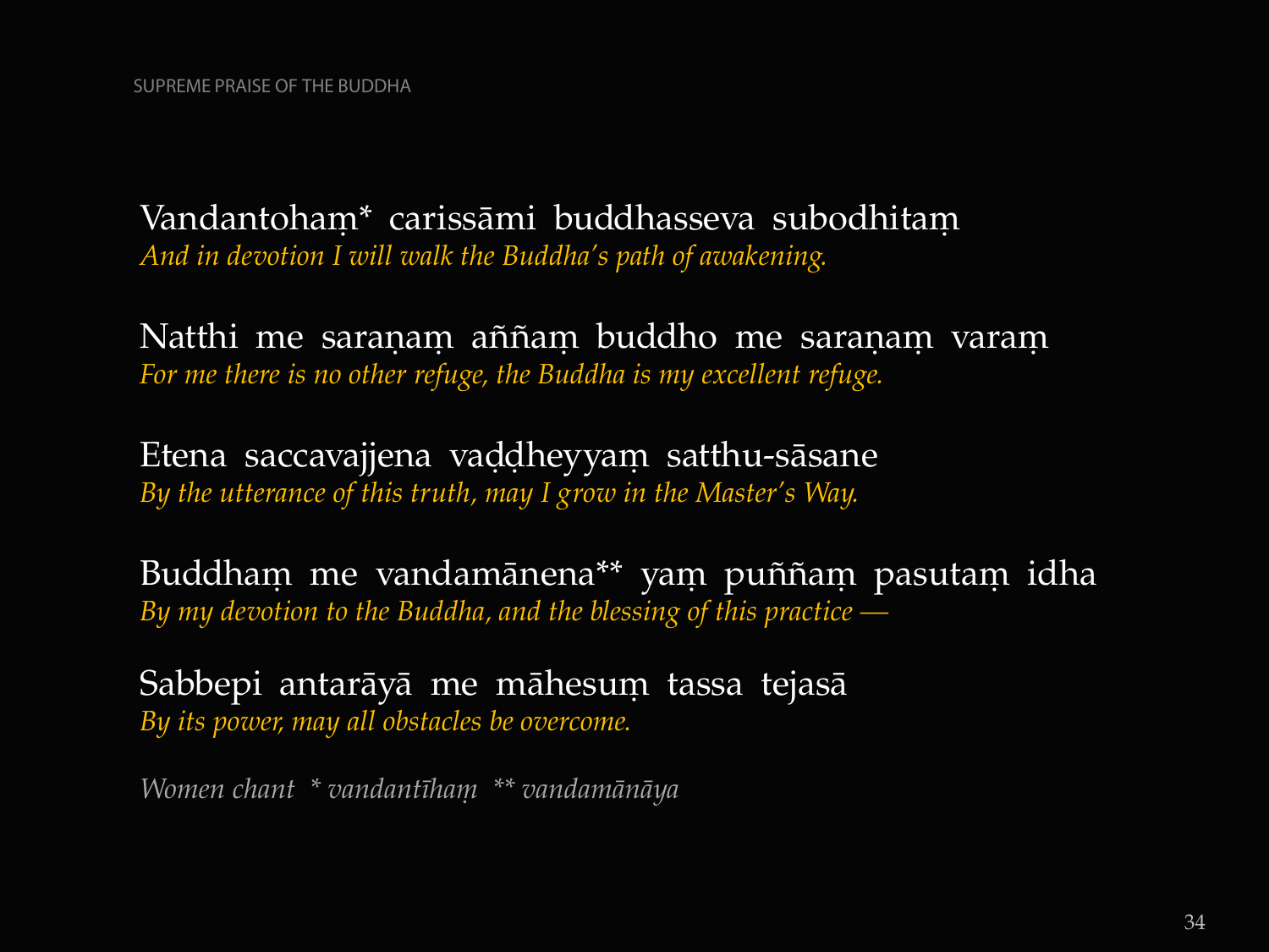Vandantohaṃ* carissāmi buddhasseva subodhitaṃ
*And in devotion I will walk the Buddha's path of awakening.*

Natthi me saraṇaṃ aññaṃ buddho me saraṇaṃ varaṃ
*For me there is no other refuge, the Buddha is my excellent refuge.*

Etena saccavajjena vaḍḍheyyaṃ satthu-sāsane
*By the utterance of this truth, may I grow in the Master's Way.*

Buddhaṃ me vandamānena** yaṃ puññaṃ pasutaṃ idha
*By my devotion to the Buddha, and the blessing of this practice —*

Sabbepi antarāyā me māhesuṃ tassa tejasā
*By its power, may all obstacles be overcome.*

*Women chant * vandantīhaṃ ** vandamānāya*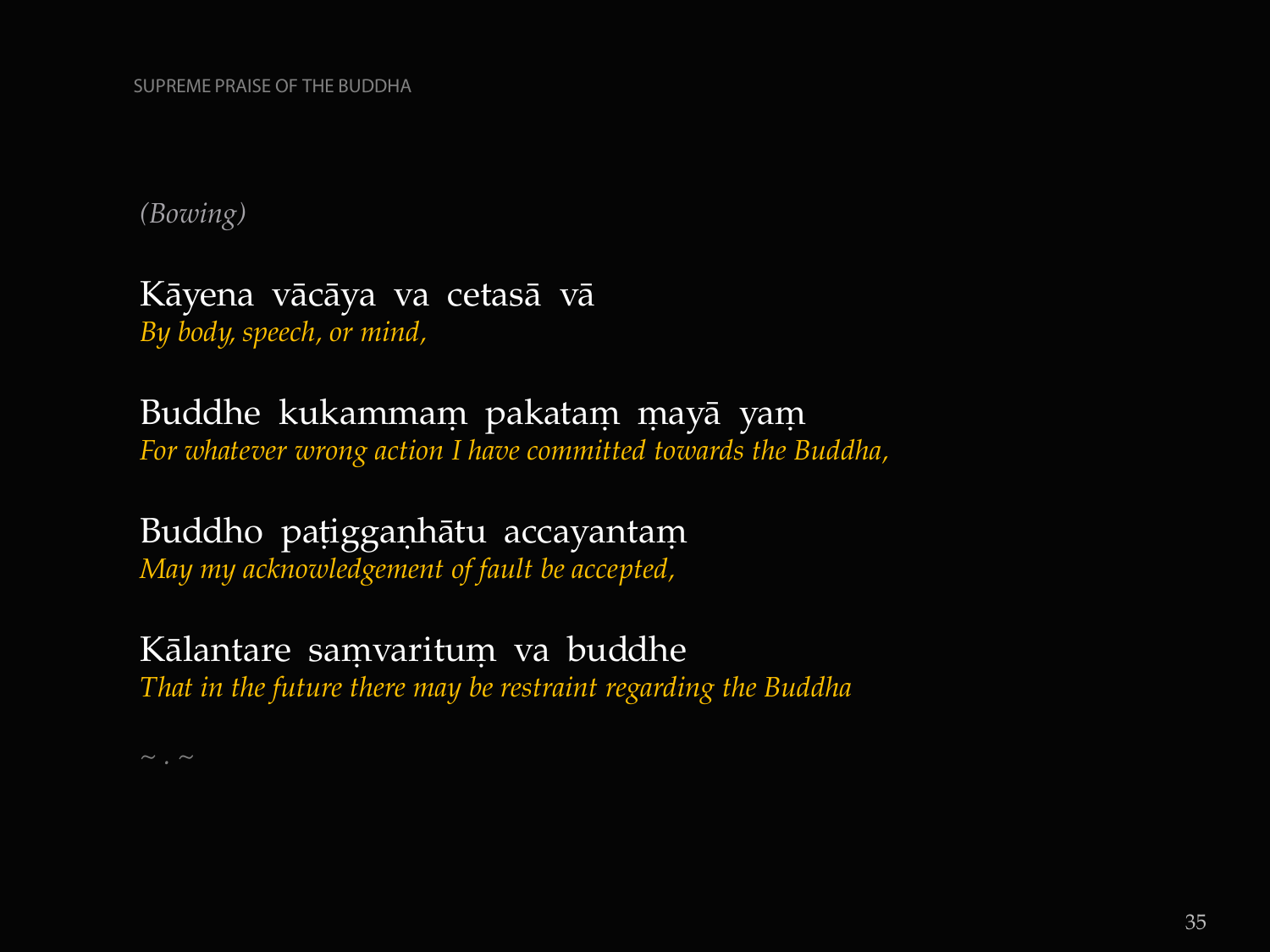*(Bowing)*

Kāyena vācāya va cetasā vā
*By body, speech, or mind,*

Buddhe kukammaṃ pakataṃ ṃayā yaṃ
*For whatever wrong action I have committed towards the Buddha,*

Buddho paṭiggaṇhātu accayantaṃ
*May my acknowledgement of fault be accepted,*

Kālantare saṃvarituṃ va buddhe
*That in the future there may be restraint regarding the Buddha*

~ . ~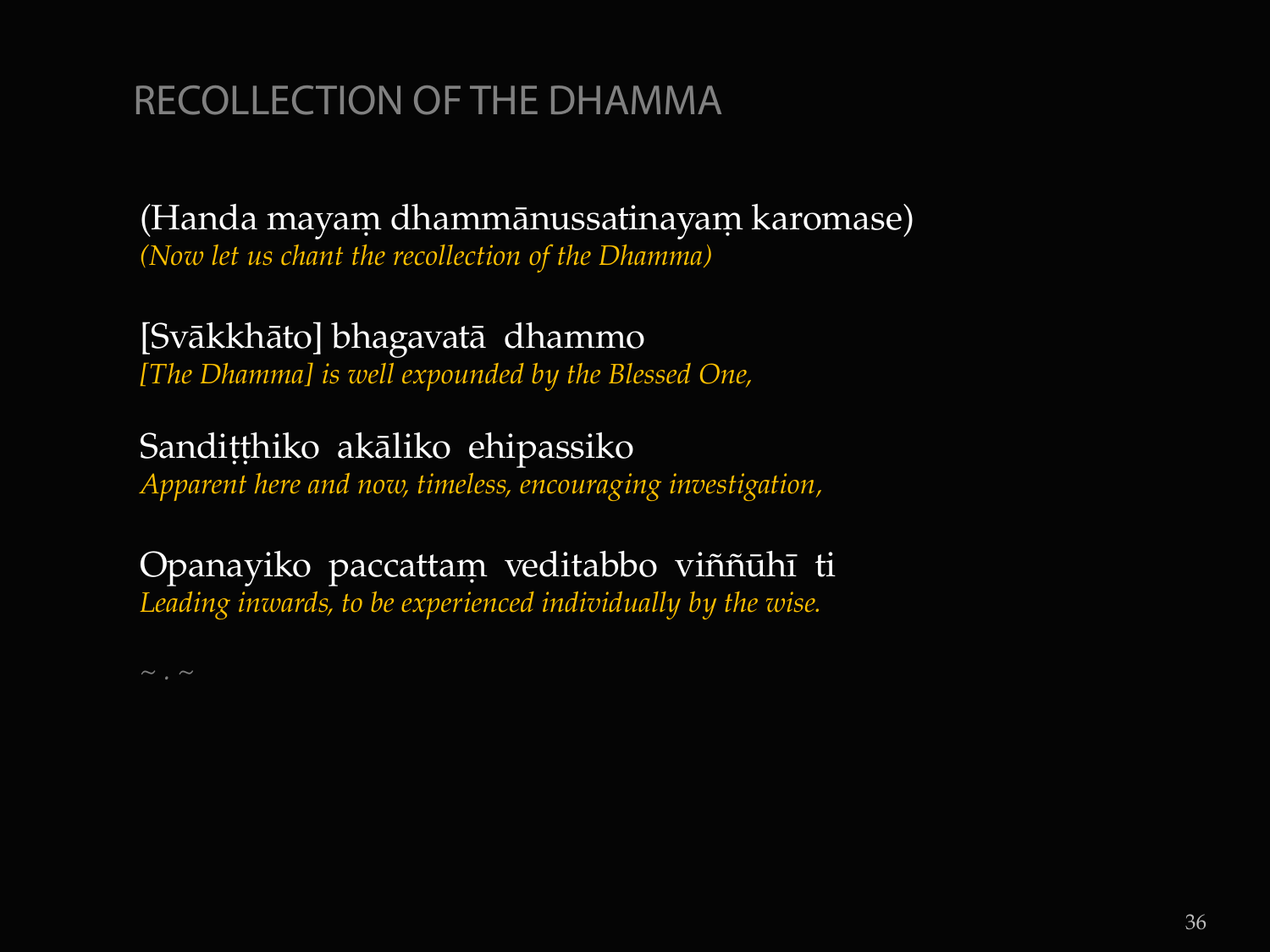# RECOLLECTION OF THE DHAMMA

(Handa mayaṃ dhammānussatinayaṃ karomase)
*(Now let us chant the recollection of the Dhamma)*

[Svākkhāto] bhagavatā dhammo
*[The Dhamma] is well expounded by the Blessed One,*

Sandiṭṭhiko akāliko ehipassiko
*Apparent here and now, timeless, encouraging investigation,*

Opanayiko paccattaṃ veditabbo viññūhī ti
*Leading inwards, to be experienced individually by the wise.*

~ . ~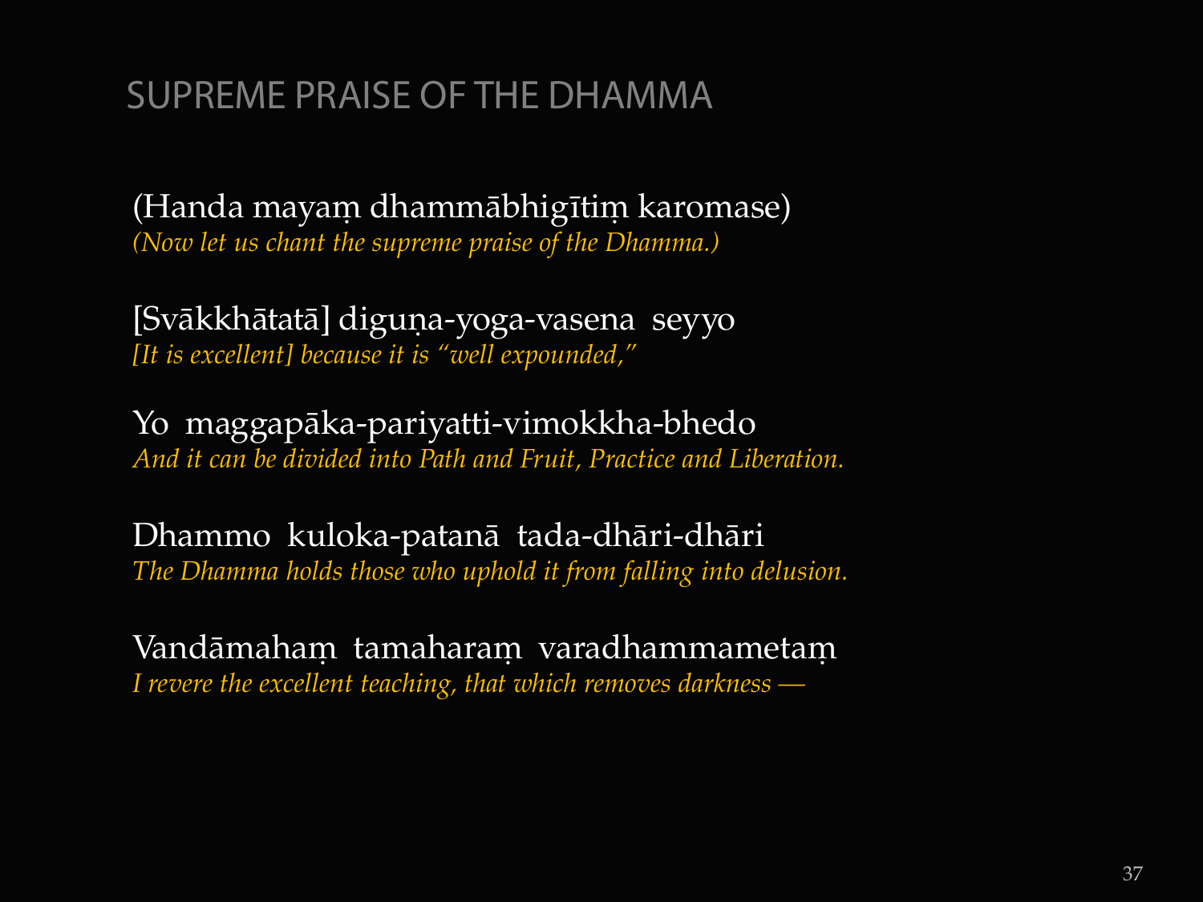# SUPREME PRAISE OF THE DHAMMA

(Handa mayaṃ dhammābhigītiṃ karomase)
*(Now let us chant the supreme praise of the Dhamma.)*

[Svākkhātatā] diguṇa-yoga-vasena seyyo
*[It is excellent] because it is "well expounded,"*

Yo maggapāka-pariyatti-vimokkha-bhedo
*And it can be divided into Path and Fruit, Practice and Liberation.*

Dhammo kuloka-patanā tada-dhāri-dhāri
*The Dhamma holds those who uphold it from falling into delusion.*

Vandāmahaṃ tamaharaṃ varadhammametaṃ
*I revere the excellent teaching, that which removes darkness —*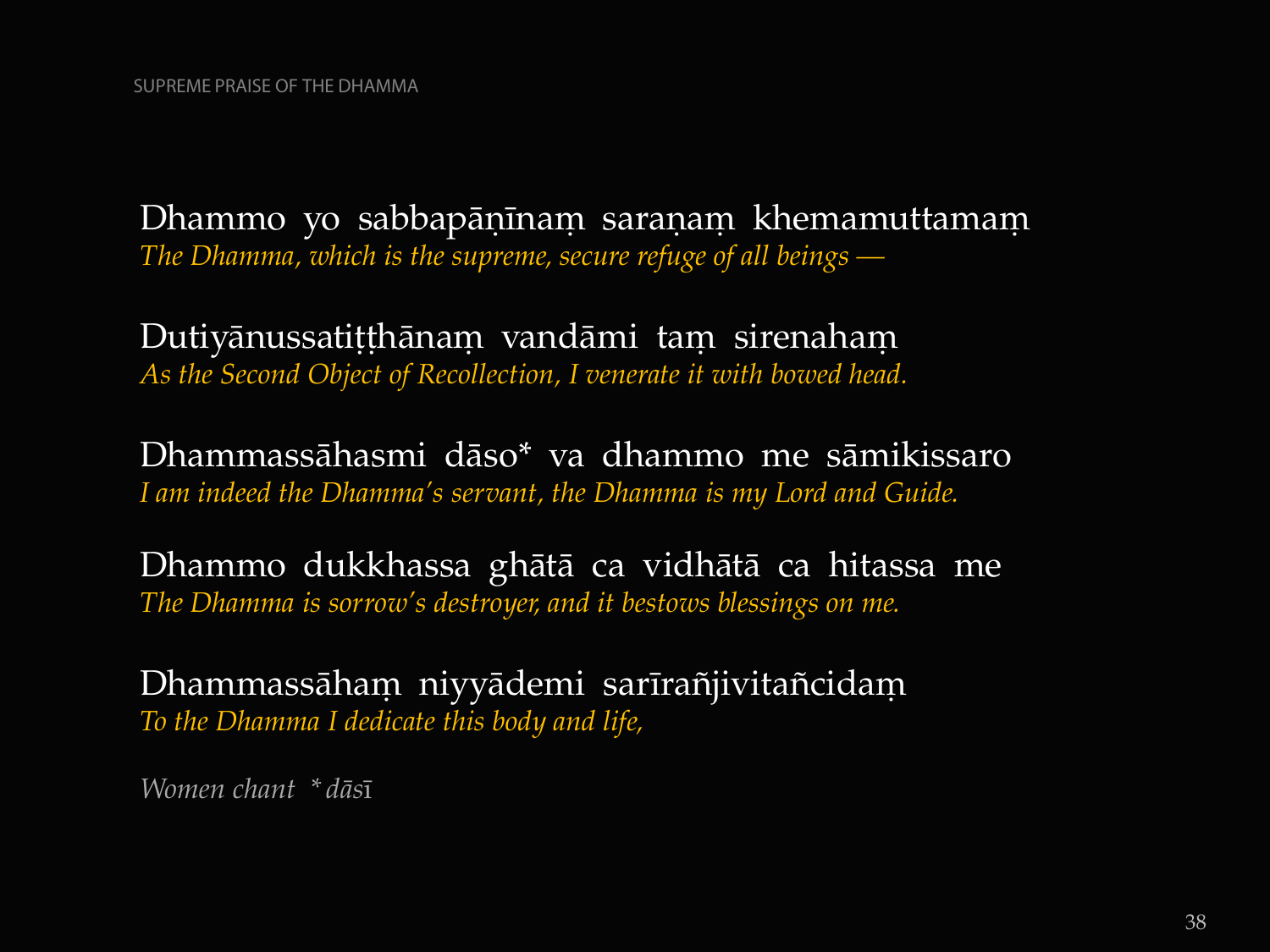Dhammo yo sabbapāṇīnaṃ saraṇaṃ khemamuttamaṃ
*The Dhamma, which is the supreme, secure refuge of all beings —*

Dutiyānussatiṭṭhānaṃ vandāmi taṃ sirenahaṃ
*As the Second Object of Recollection, I venerate it with bowed head.*

Dhammassāhasmi dāso* va dhammo me sāmikissaro
*I am indeed the Dhamma's servant, the Dhamma is my Lord and Guide.*

Dhammo dukkhassa ghātā ca vidhātā ca hitassa me
*The Dhamma is sorrow's destroyer, and it bestows blessings on me.*

Dhammassāhaṃ niyyādemi sarīrañjivitañcidaṃ
*To the Dhamma I dedicate this body and life,*

*Women chant * dāsī*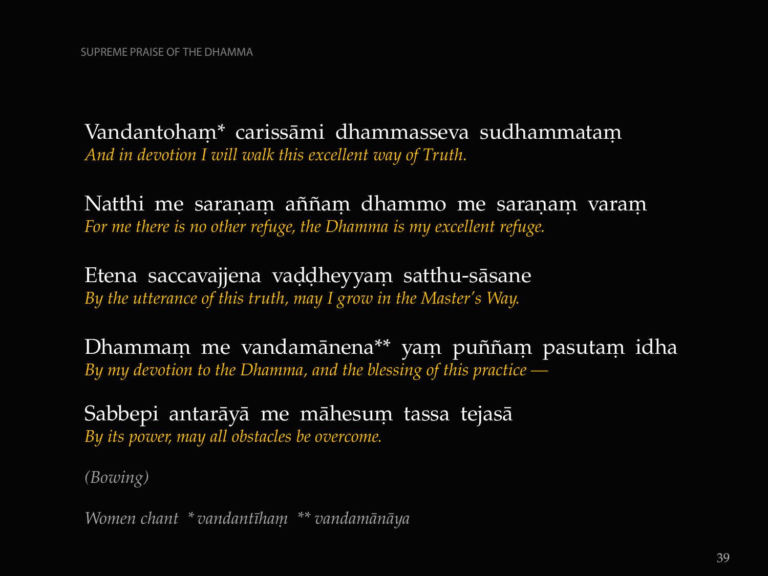Vandantohaṃ* carissāmi dhammasseva sudhammataṃ
*And in devotion I will walk this excellent way of Truth.*

Natthi me saraṇaṃ aññaṃ dhammo me saraṇaṃ varaṃ
*For me there is no other refuge, the Dhamma is my excellent refuge.*

Etena saccavajjena vaḍḍheyyaṃ satthu-sāsane
*By the utterance of this truth, may I grow in the Master's Way.*

Dhammaṃ me vandamānena** yaṃ puññaṃ pasutaṃ idha
*By my devotion to the Dhamma, and the blessing of this practice —*

Sabbepi antarāyā me māhesuṃ tassa tejasā
*By its power, may all obstacles be overcome.*

*(Bowing)*

*Women chant * vandantīhaṃ ** vandamānāya*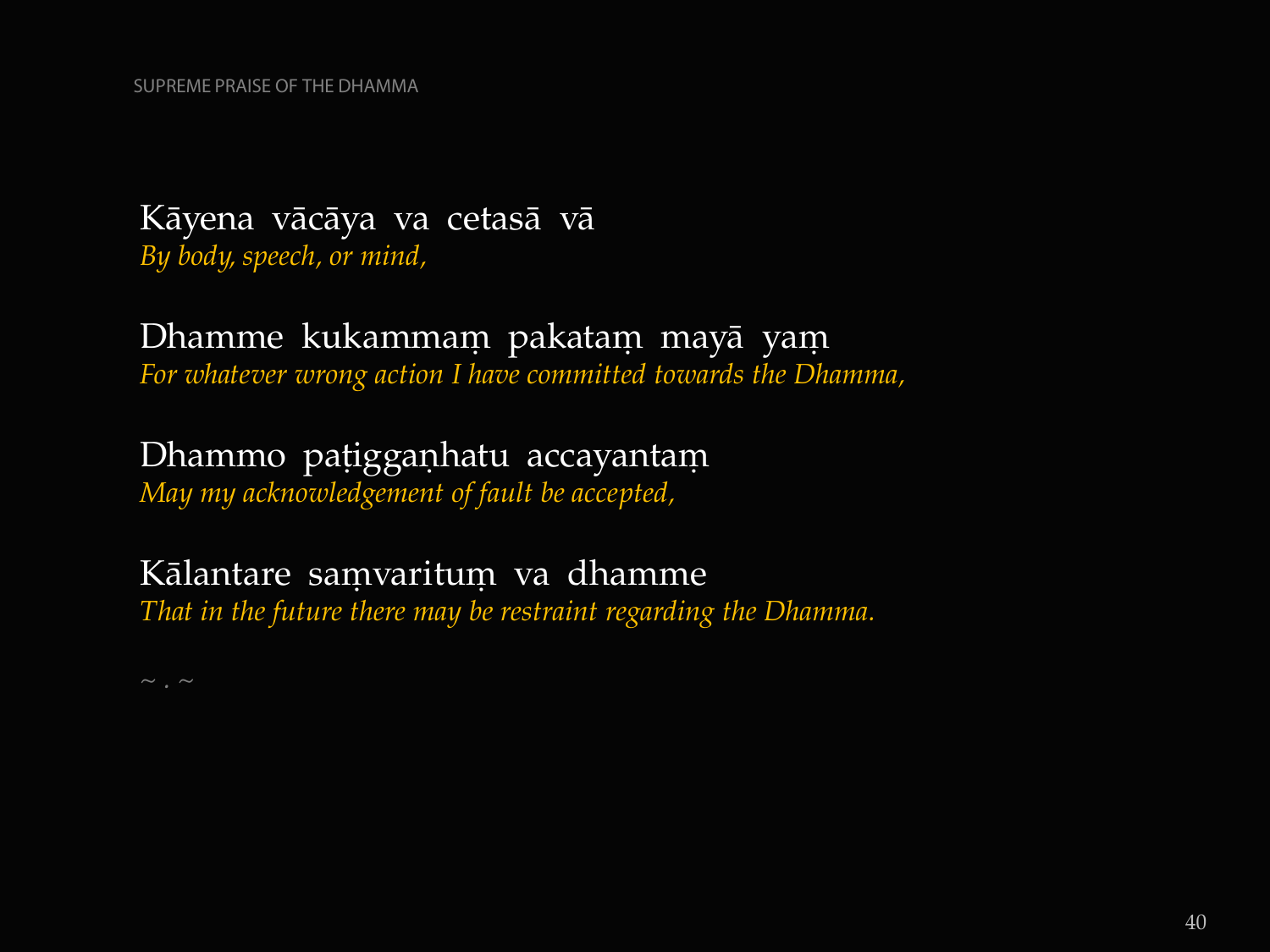Kāyena vācāya va cetasā vā
*By body, speech, or mind,*

Dhamme kukammaṃ pakataṃ mayā yaṃ
*For whatever wrong action I have committed towards the Dhamma,*

Dhammo paṭigganhatu accayantaṃ
*May my acknowledgement of fault be accepted,*

Kālantare saṃvarituṃ va dhamme
*That in the future there may be restraint regarding the Dhamma.*

~ . ~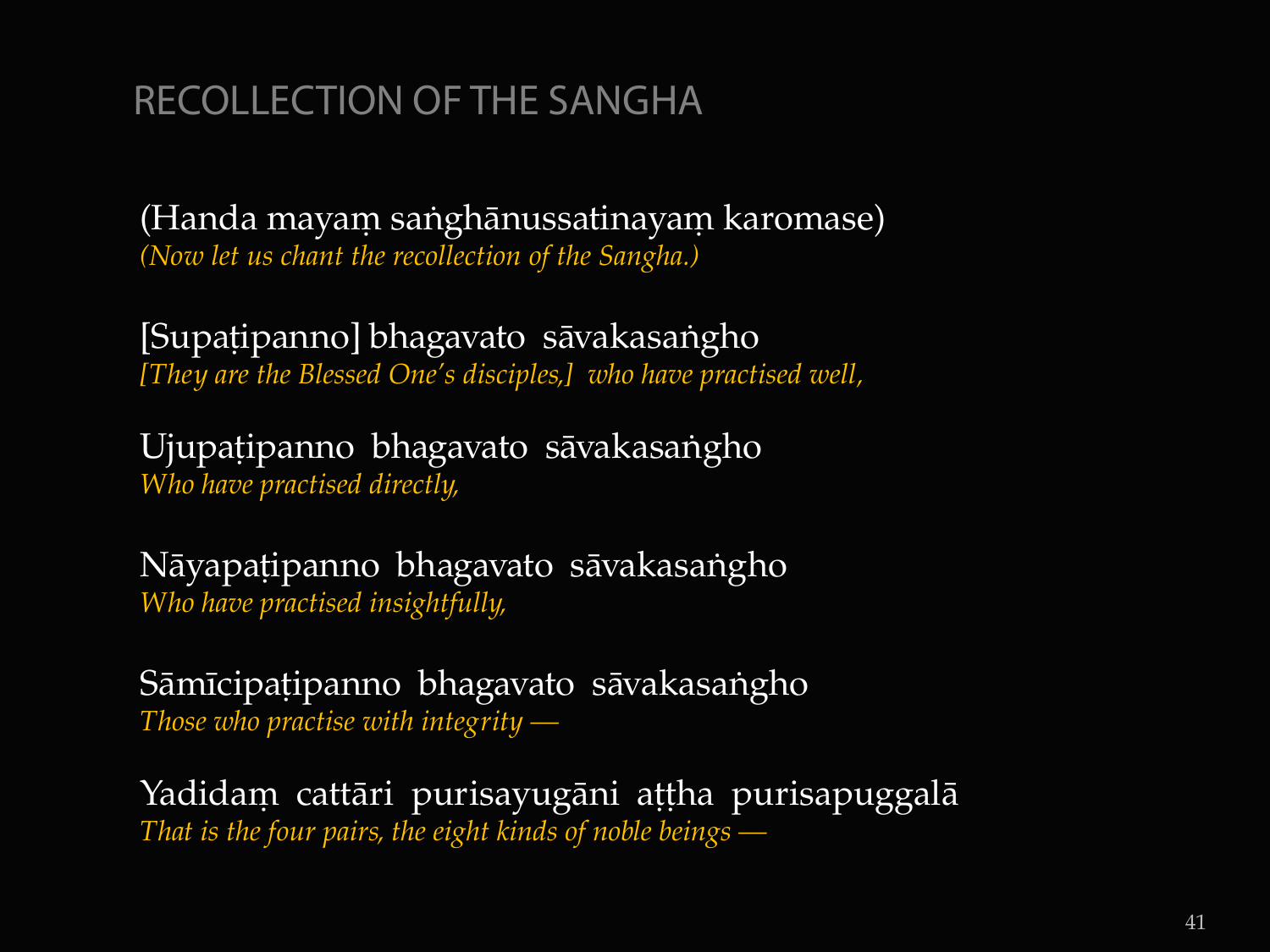# RECOLLECTION OF THE SANGHA

(Handa mayaṃ saṅghānussatinayaṃ karomase)
*(Now let us chant the recollection of the Sangha.)*

[Supaṭipanno] bhagavato sāvakasaṅgho
*[They are the Blessed One's disciples,] who have practised well,*

Ujupaṭipanno bhagavato sāvakasaṅgho
*Who have practised directly,*

Ñāyapaṭipanno bhagavato sāvakasaṅgho
*Who have practised insightfully,*

Sāmīcipaṭipanno bhagavato sāvakasaṅgho
*Those who practise with integrity —*

Yadidaṃ cattāri purisayugāni aṭṭha purisapuggalā
*That is the four pairs, the eight kinds of noble beings —*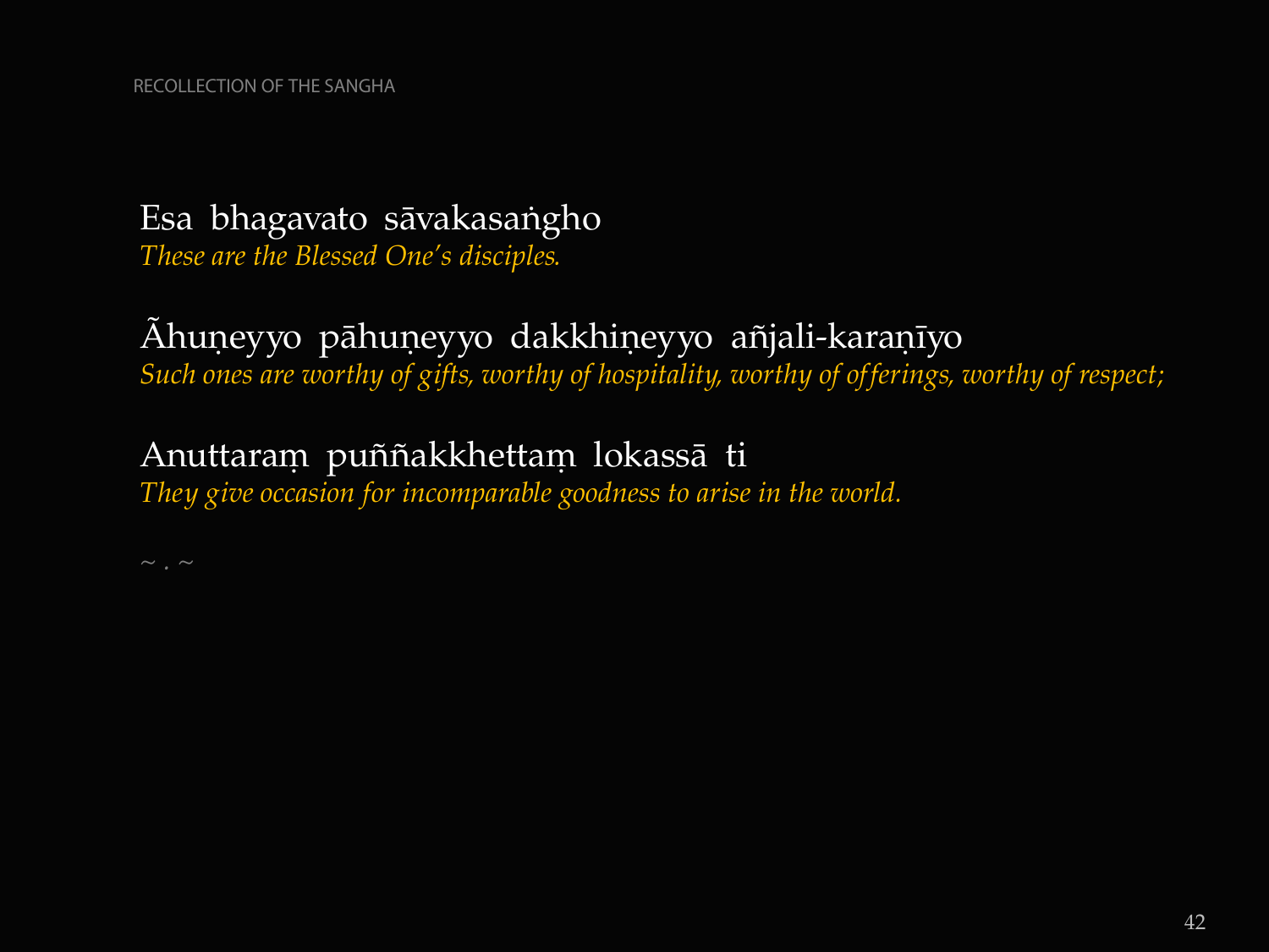Esa bhagavato sāvakasaṅgho
*These are the Blessed One's disciples.*

Ãhuṇeyyo pāhuṇeyyo dakkhiṇeyyo añjali-karaṇīyo
*Such ones are worthy of gifts, worthy of hospitality, worthy of offerings, worthy of respect;*

Anuttaraṃ puññakkhettaṃ lokassā ti
*They give occasion for incomparable goodness to arise in the world.*

~ . ~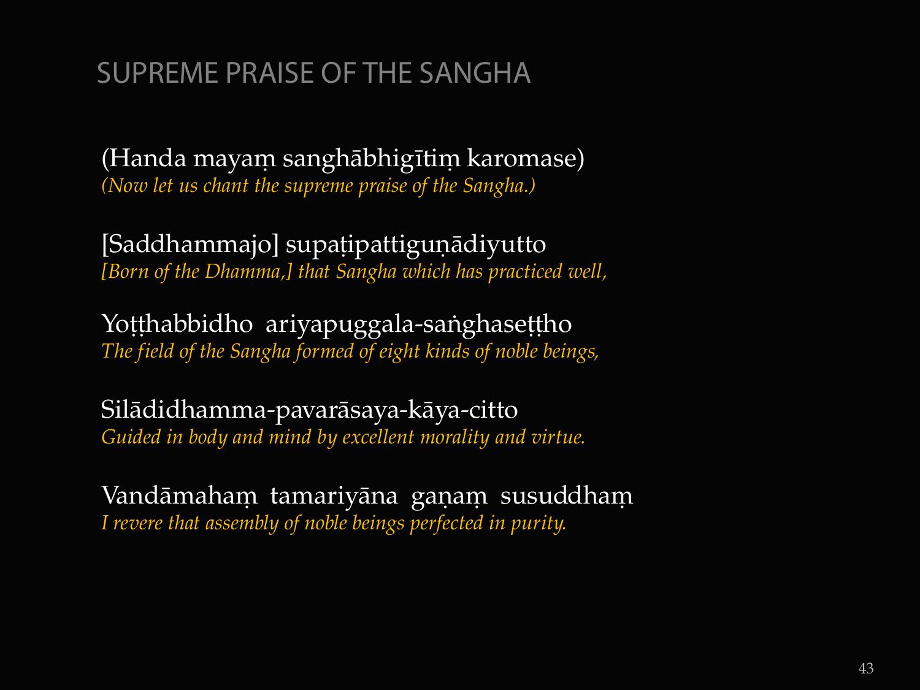# SUPREME PRAISE OF THE SANGHA

(Handa mayaṃ sanghābhigītiṃ karomase)
*(Now let us chant the supreme praise of the Sangha.)*

[Saddhammajo] supaṭipattiguṇādiyutto
*[Born of the Dhamma,] that Sangha which has practiced well,*

Yoṭṭhabbidho ariyapuggala-saṅghaseṭṭho
*The field of the Sangha formed of eight kinds of noble beings,*

Silādidhamma-pavarāsaya-kāya-citto
*Guided in body and mind by excellent morality and virtue.*

Vandāmahaṃ tamariyāna gaṇaṃ susuddhaṃ
*I revere that assembly of noble beings perfected in purity.*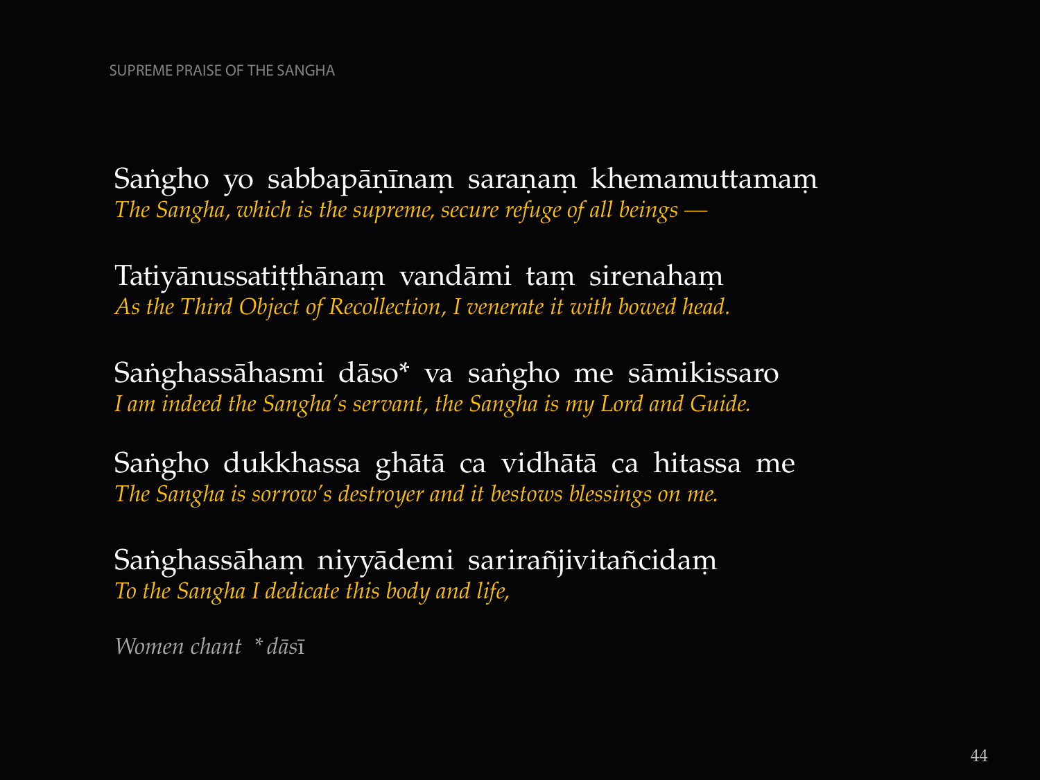Saṅgho yo sabbapāṇīnaṃ saraṇaṃ khemamuttamaṃ
*The Sangha, which is the supreme, secure refuge of all beings —*

Tatiyānussatiṭṭhānaṃ vandāmi taṃ sirenahaṃ
*As the Third Object of Recollection, I venerate it with bowed head.*

Saṅghassāhasmi dāso* va saṅgho me sāmikissaro
*I am indeed the Sangha's servant, the Sangha is my Lord and Guide.*

Saṅgho dukkhassa ghātā ca vidhātā ca hitassa me
*The Sangha is sorrow's destroyer and it bestows blessings on me.*

Saṅghassāhaṃ niyyādemi sarirañjivitañcidaṃ
*To the Sangha I dedicate this body and life,*

*Women chant * dāsī*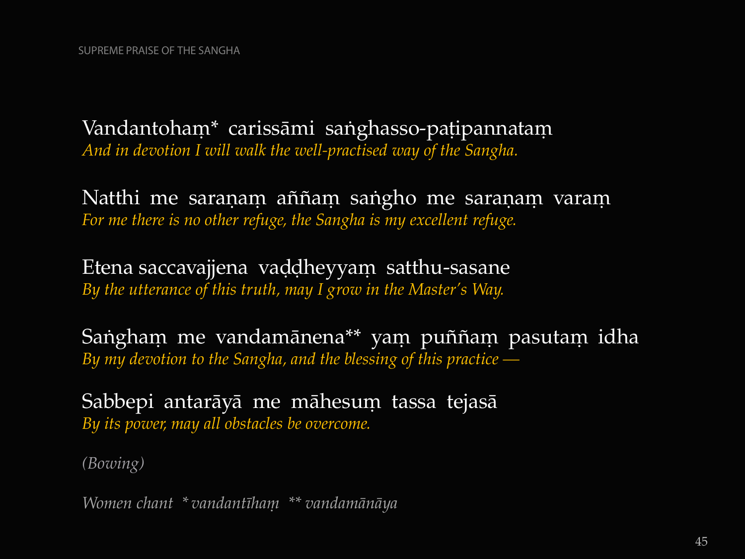Vandantohaṃ* carissāmi saṅghasso-paṭipannataṃ
*And in devotion I will walk the well-practised way of the Sangha.*

Natthi me saraṇaṃ aññaṃ saṅgho me saraṇaṃ varaṃ
*For me there is no other refuge, the Sangha is my excellent refuge.*

Etena saccavajjena vaḍḍheyyaṃ satthu-sasane
*By the utterance of this truth, may I grow in the Master's Way.*

Saṅghaṃ me vandamānena** yaṃ puññaṃ pasutaṃ idha
*By my devotion to the Sangha, and the blessing of this practice —*

Sabbepi antarāyā me māhesuṃ tassa tejasā
*By its power, may all obstacles be overcome.*

*(Bowing)*

*Women chant * vandantīhaṃ ** vandamānāya*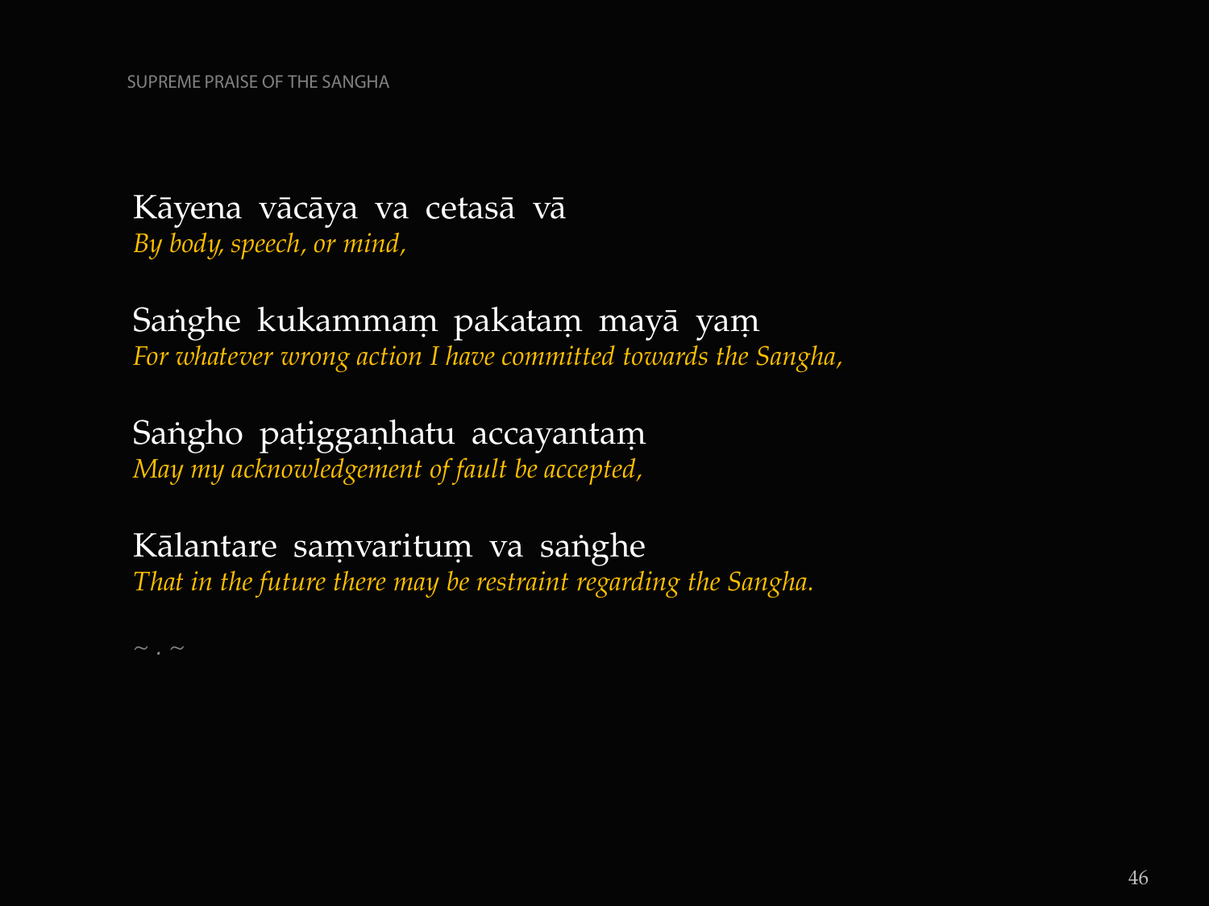Kāyena vācāya va cetasā vā
*By body, speech, or mind,*

Saṅghe kukammaṃ pakataṃ mayā yaṃ
*For whatever wrong action I have committed towards the Sangha,*

Saṅgho paṭigganhatu accayantaṃ
*May my acknowledgement of fault be accepted,*

Kālantare saṃvarituṃ va saṅghe
*That in the future there may be restraint regarding the Sangha.*

~ . ~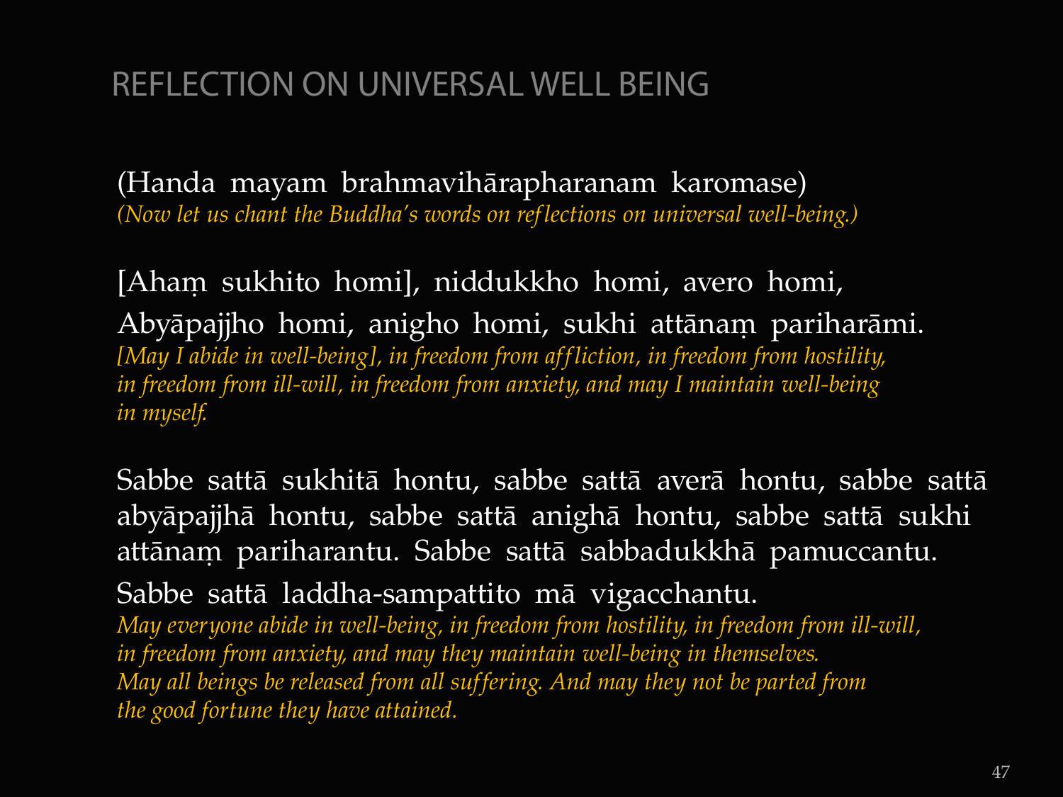# REFLECTION ON UNIVERSAL WELL BEING

(Handa mayam brahmavihārapharanam karomase)
*(Now let us chant the Buddha's words on reflections on universal well-being.)*

[Ahaṃ sukhito homi], niddukkho homi, avero homi,
Abyāpajjho homi, anigho homi, sukhi attānaṃ pariharāmi.
*[May I abide in well-being], in freedom from affliction, in freedom from hostility, in freedom from ill-will, in freedom from anxiety, and may I maintain well-being in myself.*

Sabbe sattā sukhitā hontu, sabbe sattā averā hontu, sabbe sattā abyāpajjhā hontu, sabbe sattā anighā hontu, sabbe sattā sukhi attānaṃ pariharantu. Sabbe sattā sabbadukkhā pamuccantu.
Sabbe sattā laddha-sampattito mā vigacchantu.
*May everyone abide in well-being, in freedom from hostility, in freedom from ill-will, in freedom from anxiety, and may they maintain well-being in themselves. May all beings be released from all suffering. And may they not be parted from the good fortune they have attained.*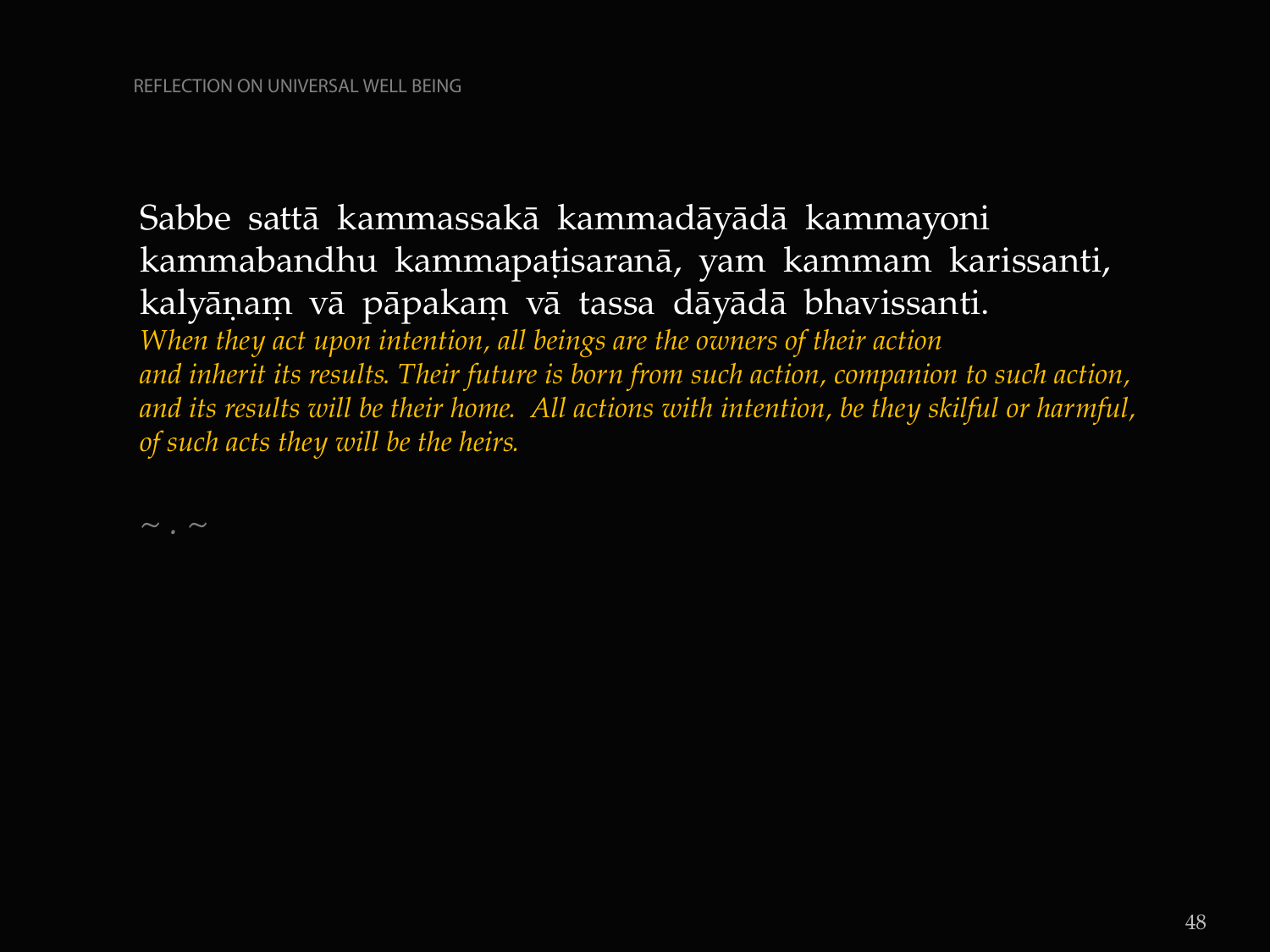REFLECTION ON UNIVERSAL WELL BEING

Sabbe sattā kammassakā kammadāyādā kammayoni kammabandhu kammapaṭisaranā, yam kammam karissanti, kalyāṇaṃ vā pāpakaṃ vā tassa dāyādā bhavissanti.

*When they act upon intention, all beings are the owners of their action and inherit its results. Their future is born from such action, companion to such action, and its results will be their home. All actions with intention, be they skilful or harmful, of such acts they will be the heirs.*

~ . ~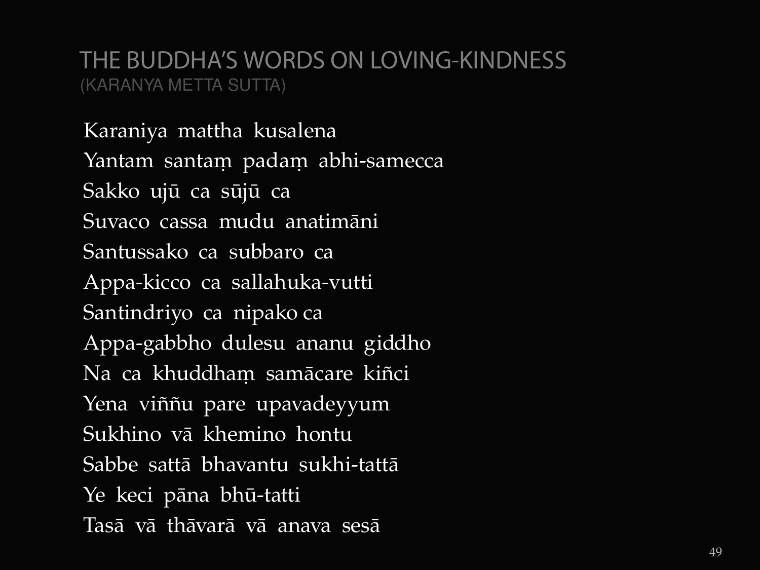# THE BUDDHA'S WORDS ON LOVING-KINDNESS
## (KARANYA METTA SUTTA)

Karaniya mattha kusalena
Yantam santaṃ padaṃ abhi-samecca
Sakko ujū ca sūjū ca
Suvaco cassa mudu anatimāni
Santussako ca subbaro ca
Appa-kicco ca sallahuka-vutti
Santindriyo ca nipako ca
Appa-gabbho dulesu ananu giddho
Na ca khuddhaṃ samācare kiñci
Yena viññu pare upavadeyyum
Sukhino vā khemino hontu
Sabbe sattā bhavantu sukhi-tattā
Ye keci pāna bhū-tatti
Tasā vā thāvarā vā anava sesā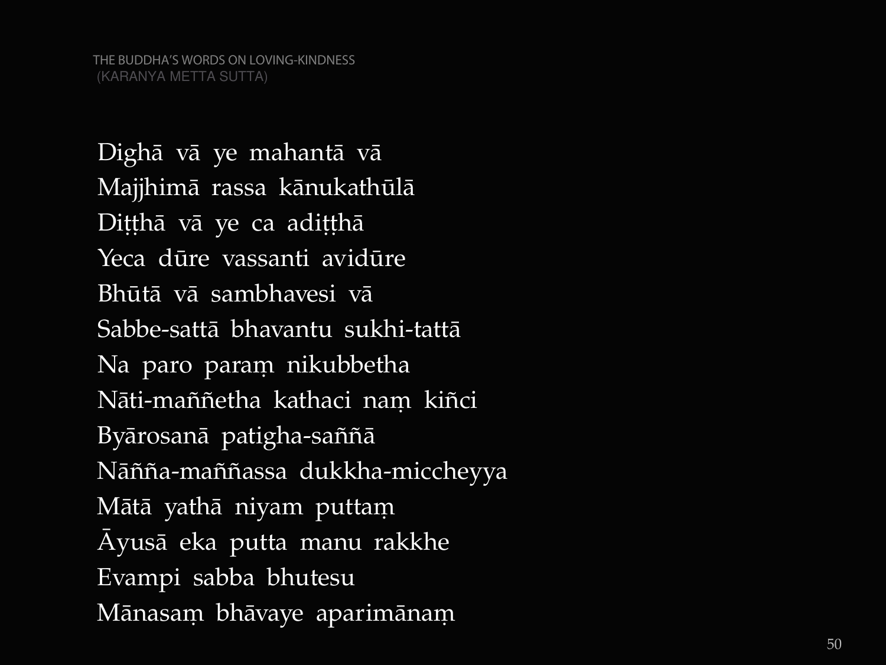THE BUDDHA'S WORDS ON LOVING-KINDNESS
(KARANYA METTA SUTTA)

Dighā vā ye mahantā vā
Majjhimā rassa kānukathūlā
Diṭṭhā vā ye ca adiṭṭhā
Yeca dūre vassanti avidūre
Bhūtā vā sambhavesi vā
Sabbe-sattā bhavantu sukhi-tattā
Na paro paraṃ nikubbetha
Nāti-maññetha kathaci naṃ kiñci
Byārosanā patigha-saññā
Nāñña-maññassa dukkha-miccheyya
Mātā yathā niyam puttaṃ
Āyusā eka putta manu rakkhe
Evampi sabba bhutesu
Mānasaṃ bhāvaye aparimānaṃ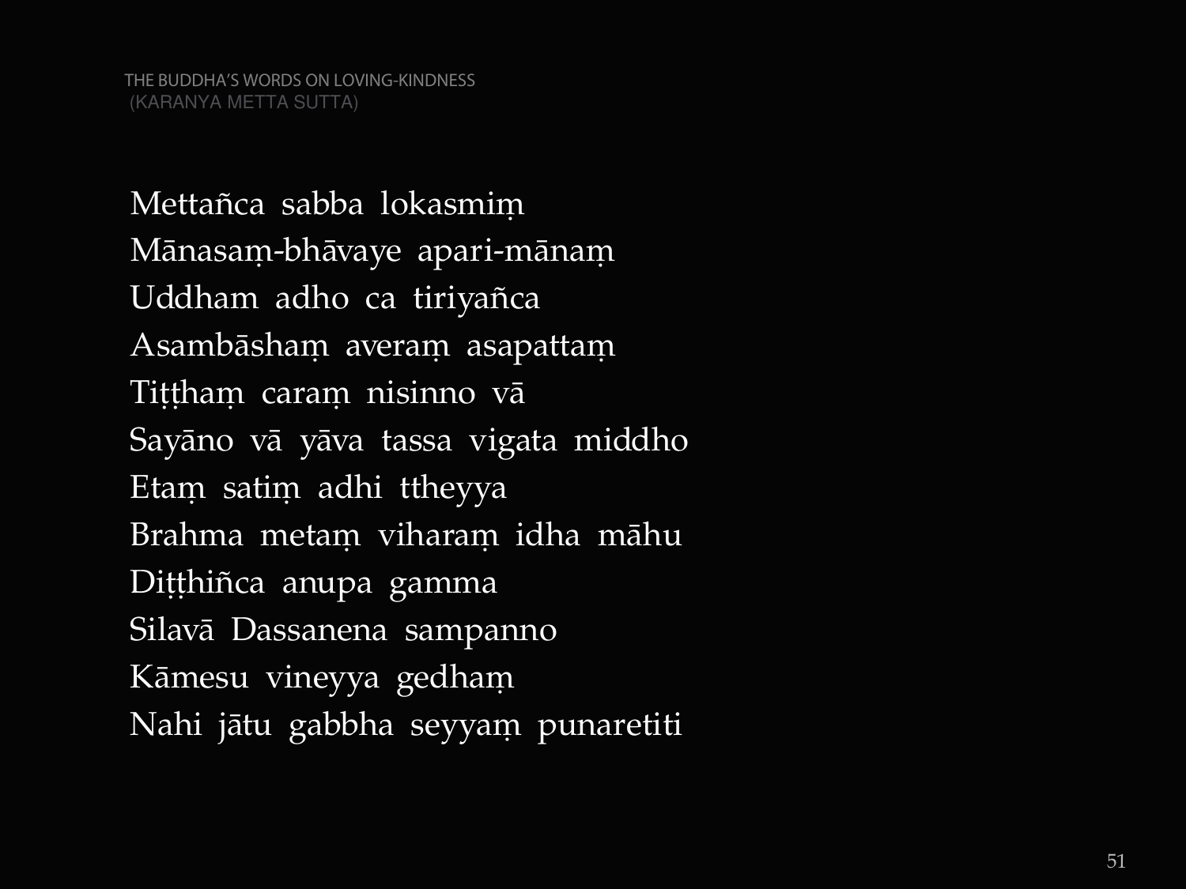THE BUDDHA'S WORDS ON LOVING-KINDNESS
(KARANYA METTA SUTTA)

Mettañca sabba lokasmiṃ  
Mānasaṃ-bhāvaye apari-mānaṃ  
Uddham adho ca tiriyañca  
Asambāshaṃ averaṃ asapattaṃ  
Tiṭṭhaṃ caraṃ nisinno vā  
Sayāno vā yāva tassa vigata middho  
Etaṃ satiṃ adhi ttheyya  
Brahma metaṃ viharaṃ idha māhu  
Diṭṭhiñca anupa gamma  
Silavā Dassanena sampanno  
Kāmesu vineyya gedhaṃ  
Nahi jātu gabbha seyyaṃ punaretiti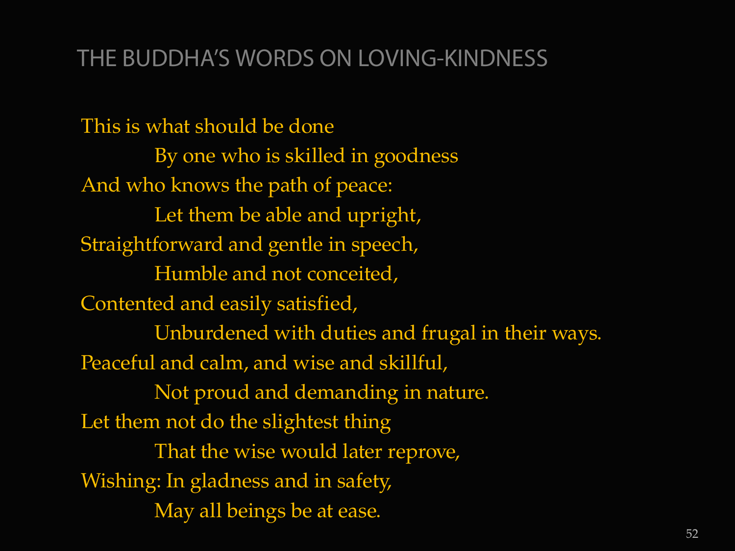# THE BUDDHA'S WORDS ON LOVING-KINDNESS

This is what should be done  
By one who is skilled in goodness  
And who knows the path of peace:  
Let them be able and upright,  
Straightforward and gentle in speech,  
Humble and not conceited,  
Contented and easily satisfied,  
Unburdened with duties and frugal in their ways.  
Peaceful and calm, and wise and skillful,  
Not proud and demanding in nature.  
Let them not do the slightest thing  
That the wise would later reprove,  
Wishing: In gladness and in safety,  
May all beings be at ease.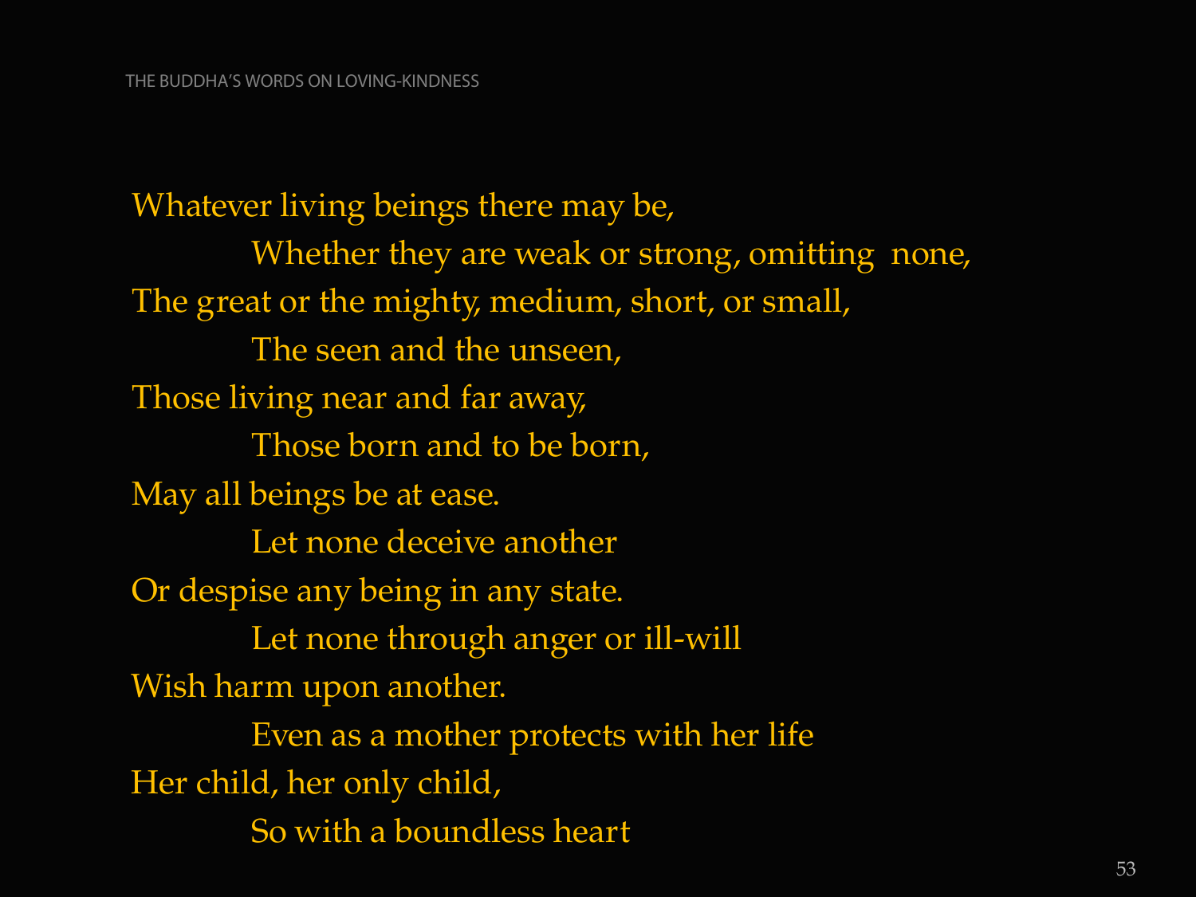Whatever living beings there may be,
Whether they are weak or strong, omitting none,
The great or the mighty, medium, short, or small,
The seen and the unseen,
Those living near and far away,
Those born and to be born,
May all beings be at ease.
Let none deceive another
Or despise any being in any state.
Let none through anger or ill-will
Wish harm upon another.
Even as a mother protects with her life
Her child, her only child,
So with a boundless heart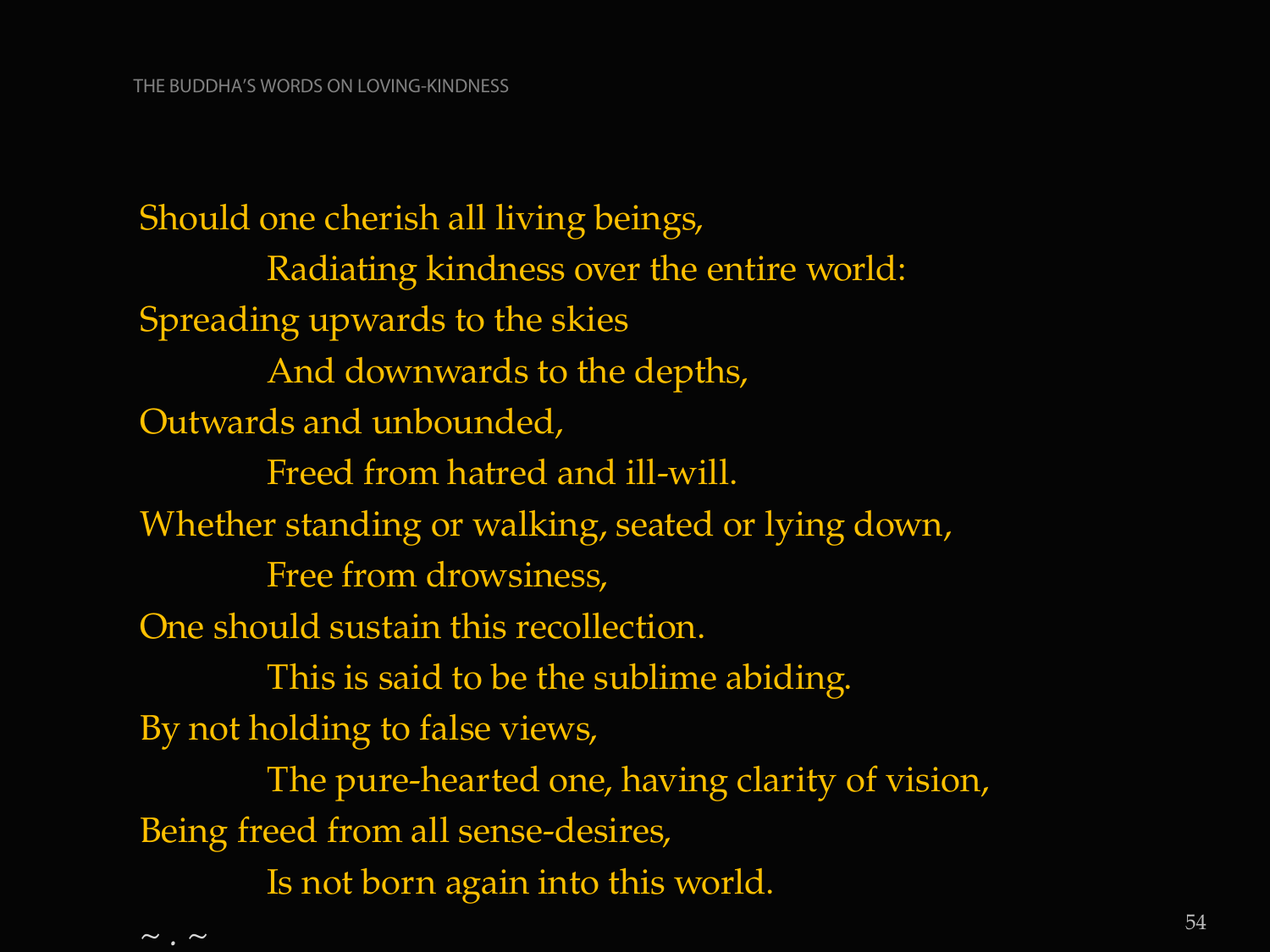Should one cherish all living beings,

Radiating kindness over the entire world:

Spreading upwards to the skies

And downwards to the depths,

Outwards and unbounded,

Freed from hatred and ill-will.

Whether standing or walking, seated or lying down,

Free from drowsiness,

One should sustain this recollection.

This is said to be the sublime abiding.

By not holding to false views,

The pure-hearted one, having clarity of vision,

Being freed from all sense-desires,

Is not born again into this world.

~ . ~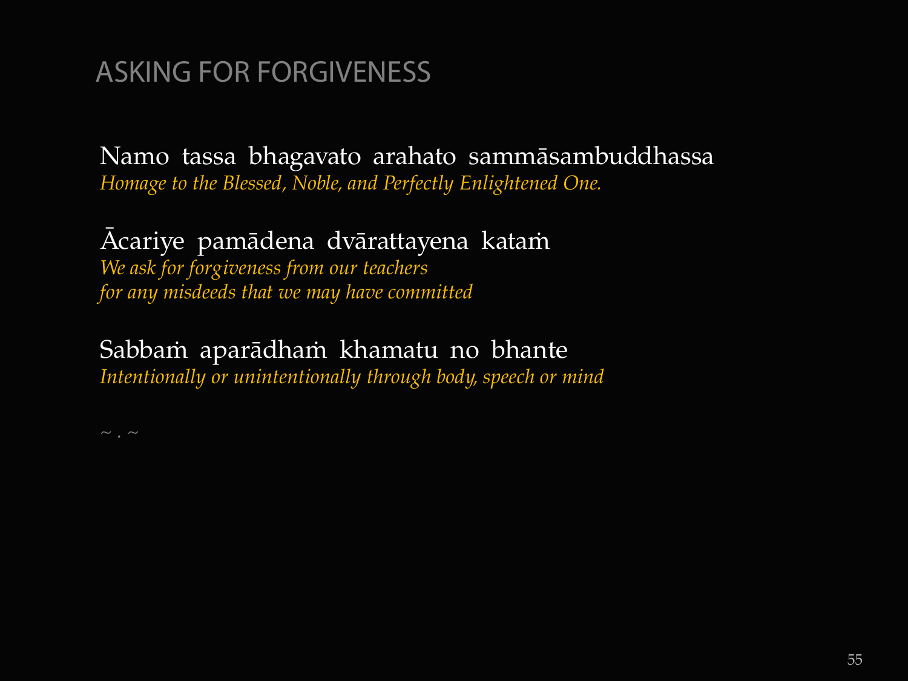## ASKING FOR FORGIVENESS

Namo tassa bhagavato arahato sammāsambuddhassa
*Homage to the Blessed, Noble, and Perfectly Enlightened One.*

Ācariye pamādena dvārattayena kataṁ
*We ask for forgiveness from our teachers*
*for any misdeeds that we may have committed*

Sabbaṁ aparādhaṁ khamatu no bhante
*Intentionally or unintentionally through body, speech or mind*

~ . ~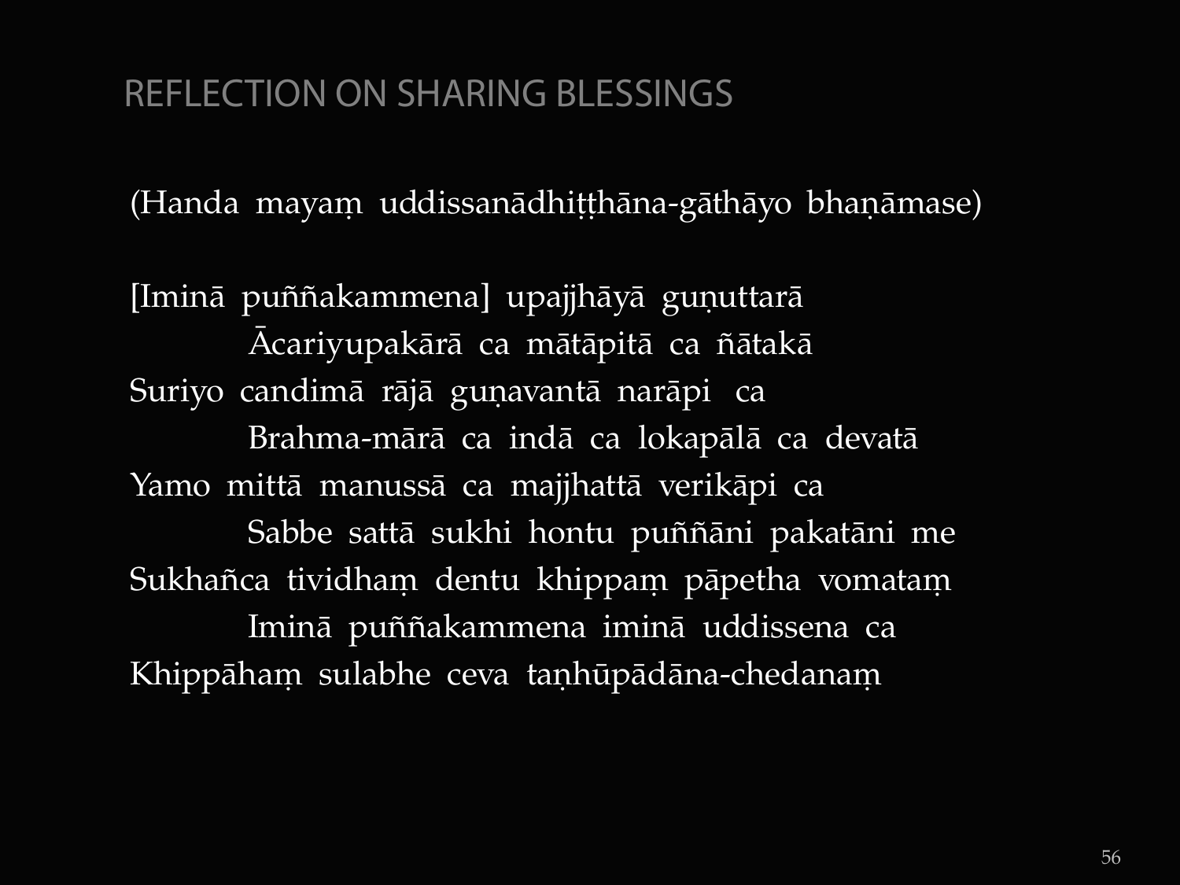## REFLECTION ON SHARING BLESSINGS

(Handa mayaṃ uddissanādhiṭṭhāna-gāthāyo bhaṇāmase)

[Iminā puññakammena] upajjhāyā guṇuttarā
Ācariyupakārā ca mātāpitā ca ñātakā
Suriyo candimā rājā guṇavantā narāpi ca
Brahma-mārā ca indā ca lokapālā ca devatā
Yamo mittā manussā ca majjhattā verikāpi ca
Sabbe sattā sukhi hontu puññāni pakatāni me
Sukhañca tividhaṃ dentu khippaṃ pāpetha vomataṃ
Iminā puññakammena iminā uddissena ca
Khippāhaṃ sulabhe ceva taṇhūpādāna-chedanaṃ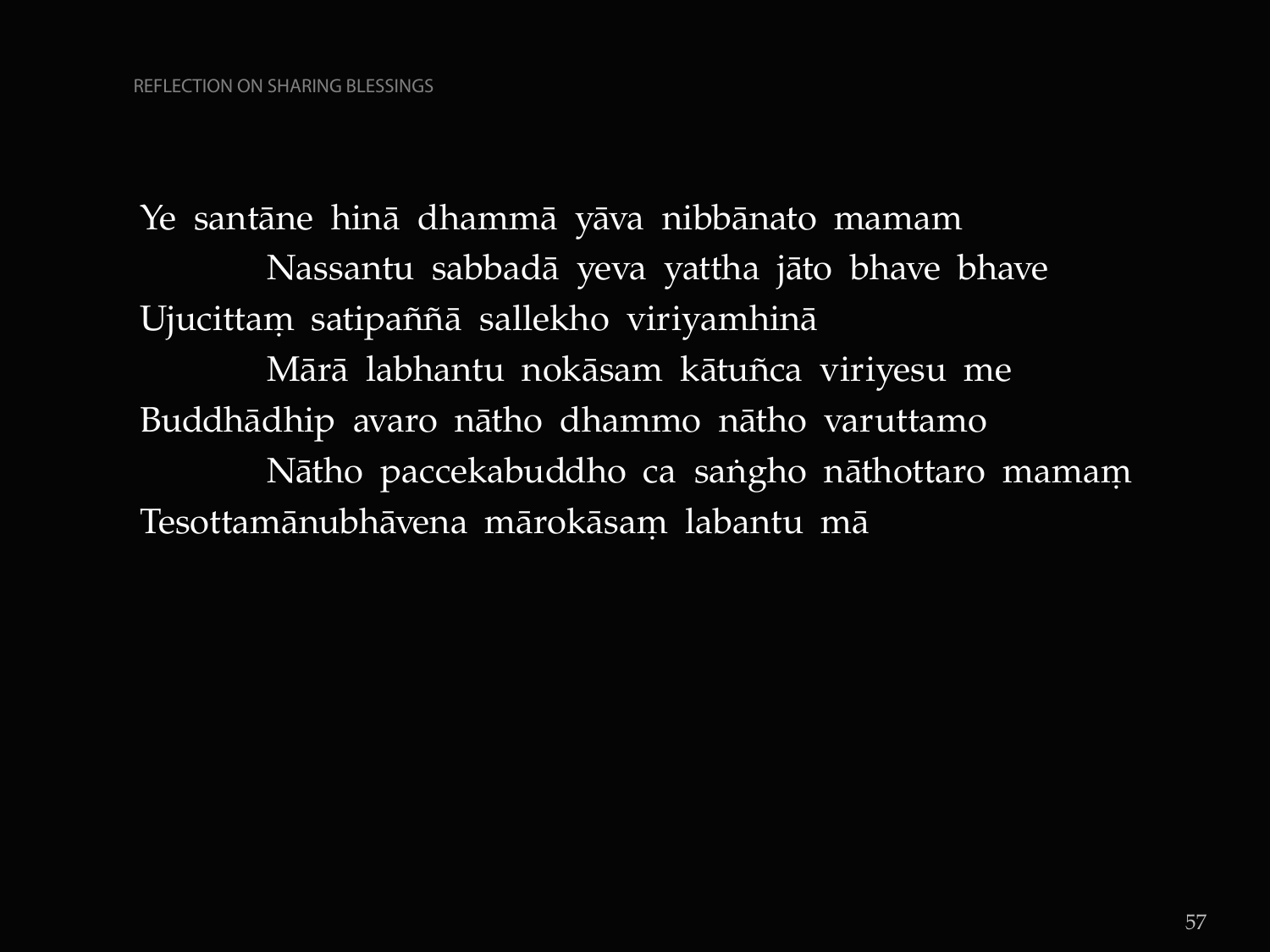Ye santāne hinā dhammā yāva nibbānato mamam
Nassantu sabbadā yeva yattha jāto bhave bhave
Ujucittaṃ satipaññā sallekho viriyamhinā
Mārā labhantu nokāsam kātuñca viriyesu me
Buddhādhip avaro nātho dhammo nātho varuttamo
Nātho paccekabuddho ca saṅgho nāthottaro mamaṃ
Tesottamānubhāvena mārokāsaṃ labantu mā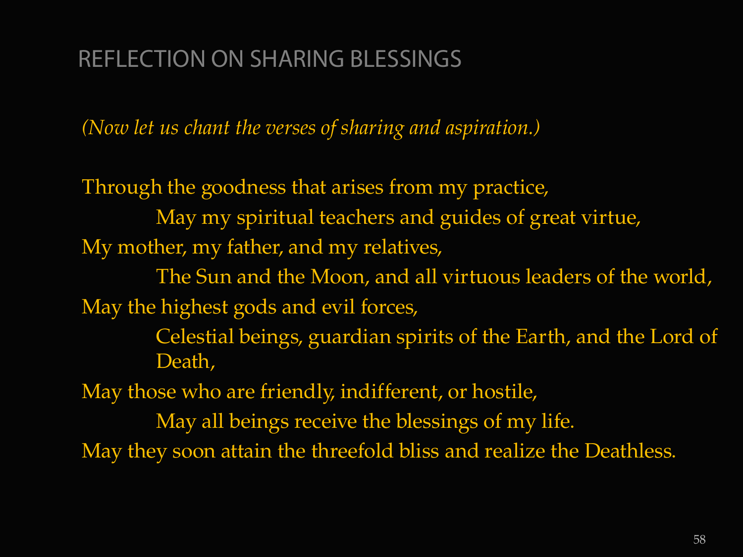## REFLECTION ON SHARING BLESSINGS

*(Now let us chant the verses of sharing and aspiration.)*

Through the goodness that arises from my practice,
May my spiritual teachers and guides of great virtue,
My mother, my father, and my relatives,
The Sun and the Moon, and all virtuous leaders of the world,
May the highest gods and evil forces,
Celestial beings, guardian spirits of the Earth, and the Lord of Death,
May those who are friendly, indifferent, or hostile,
May all beings receive the blessings of my life.
May they soon attain the threefold bliss and realize the Deathless.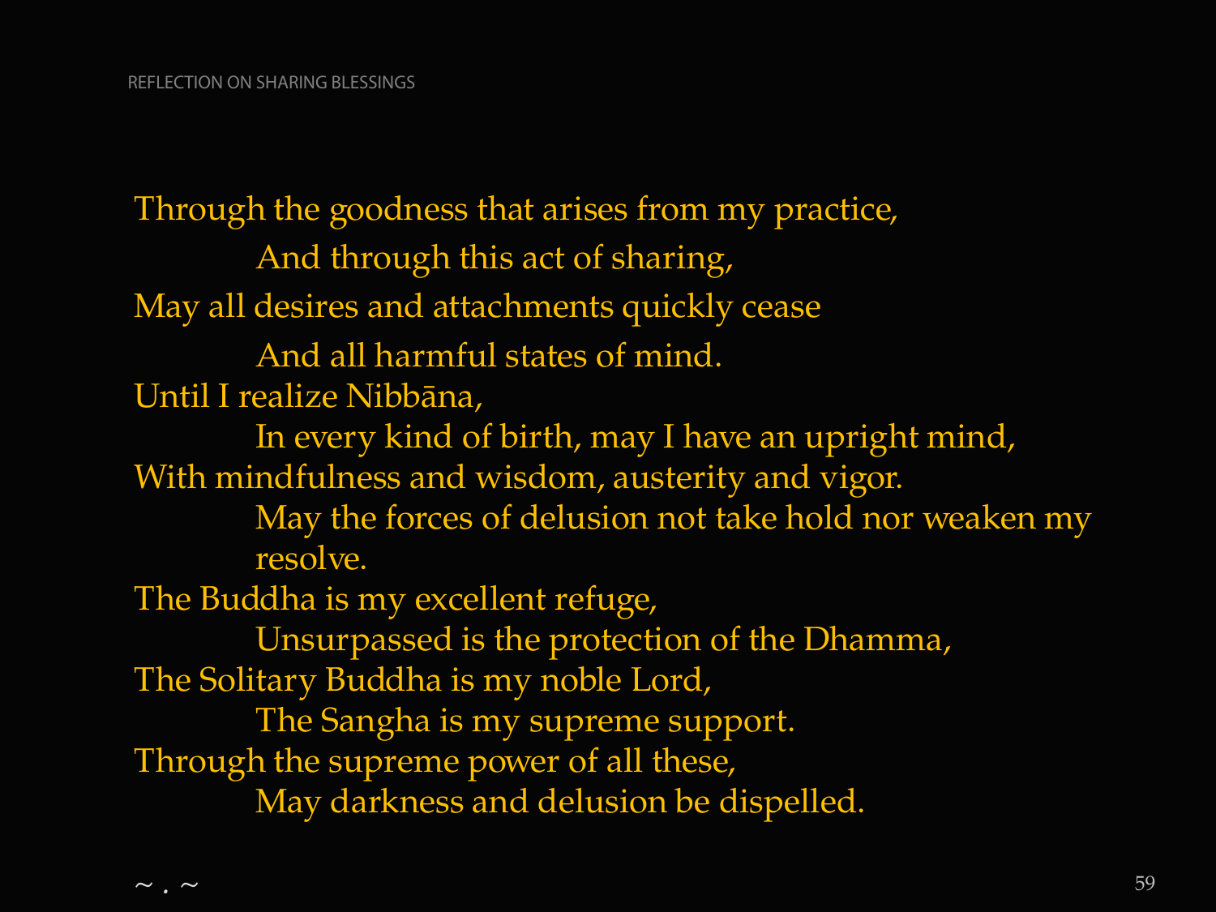Through the goodness that arises from my practice,
  And through this act of sharing,
May all desires and attachments quickly cease
  And all harmful states of mind.
Until I realize Nibbāna,
  In every kind of birth, may I have an upright mind,
With mindfulness and wisdom, austerity and vigor.
  May the forces of delusion not take hold nor weaken my resolve.
The Buddha is my excellent refuge,
  Unsurpassed is the protection of the Dhamma,
The Solitary Buddha is my noble Lord,
  The Sangha is my supreme support.
Through the supreme power of all these,
  May darkness and delusion be dispelled.

~ . ~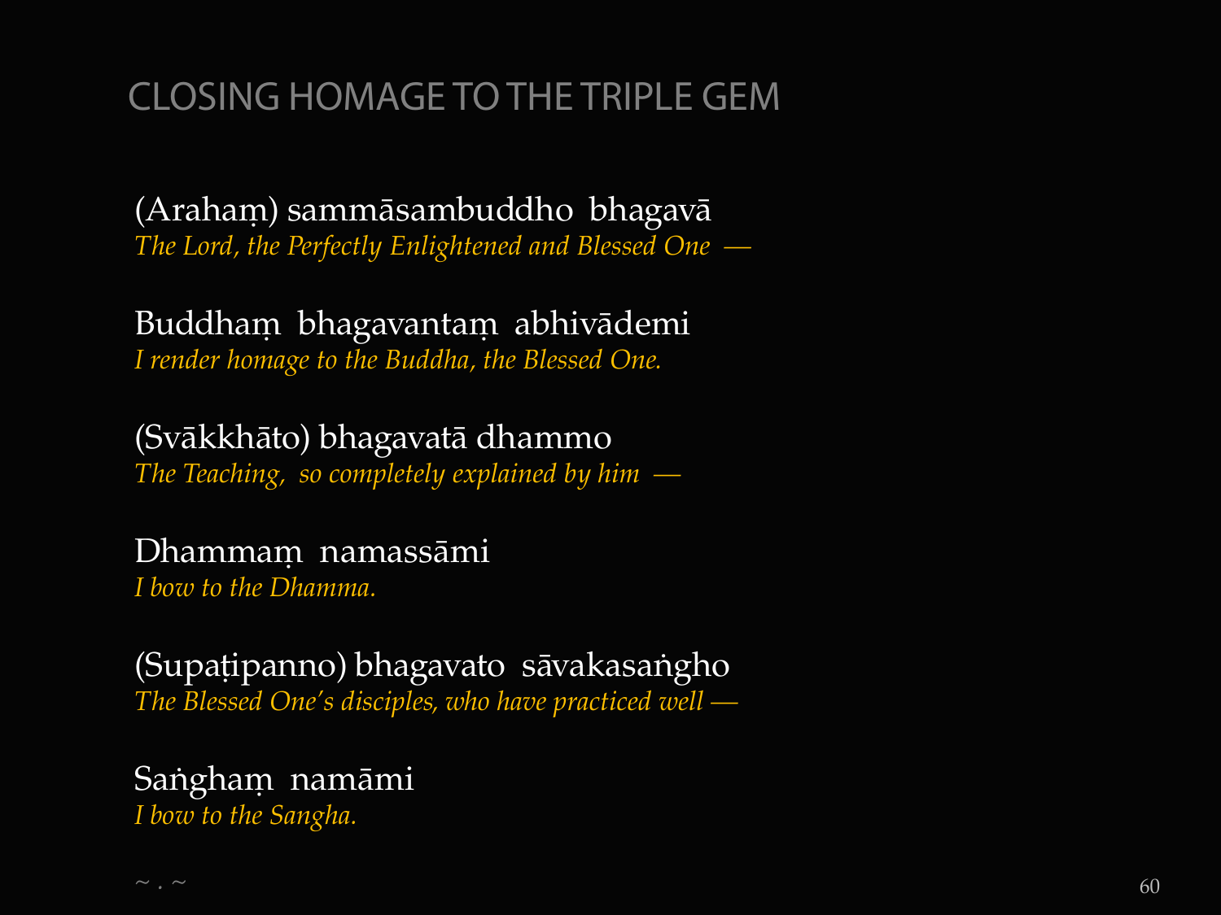## CLOSING HOMAGE TO THE TRIPLE GEM

(Arahaṃ) sammāsambuddho bhagavā
*The Lord, the Perfectly Enlightened and Blessed One —*

Buddhaṃ bhagavantaṃ abhivādemi
*I render homage to the Buddha, the Blessed One.*

(Svākkhāto) bhagavatā dhammo
*The Teaching, so completely explained by him —*

Dhammaṃ namassāmi
*I bow to the Dhamma.*

(Supaṭipanno) bhagavato sāvakasaṅgho
*The Blessed One's disciples, who have practiced well —*

Saṅghaṃ namāmi
*I bow to the Sangha.*

~ . ~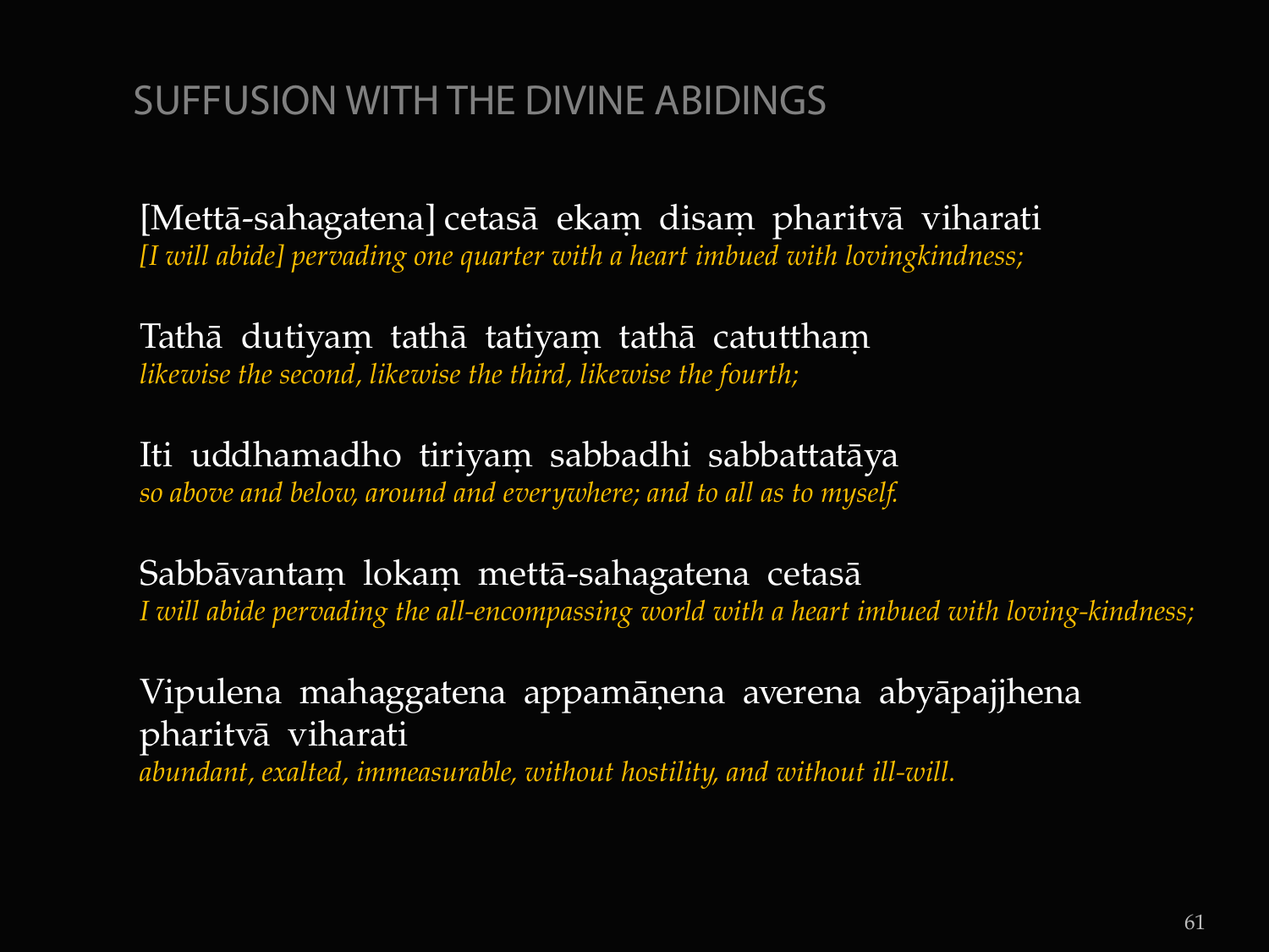# SUFFUSION WITH THE DIVINE ABIDINGS

[Mettā-sahagatena] cetasā ekaṃ disaṃ pharitvā viharati
*[I will abide] pervading one quarter with a heart imbued with lovingkindness;*

Tathā dutiyaṃ tathā tatiyaṃ tathā catutthaṃ
*likewise the second, likewise the third, likewise the fourth;*

Iti uddhamadho tiriyaṃ sabbadhi sabbattatāya
*so above and below, around and everywhere; and to all as to myself.*

Sabbāvantaṃ lokaṃ mettā-sahagatena cetasā
*I will abide pervading the all-encompassing world with a heart imbued with loving-kindness;*

Vipulena mahaggatena appamāṇena averena abyāpajjhena pharitvā viharati
*abundant, exalted, immeasurable, without hostility, and without ill-will.*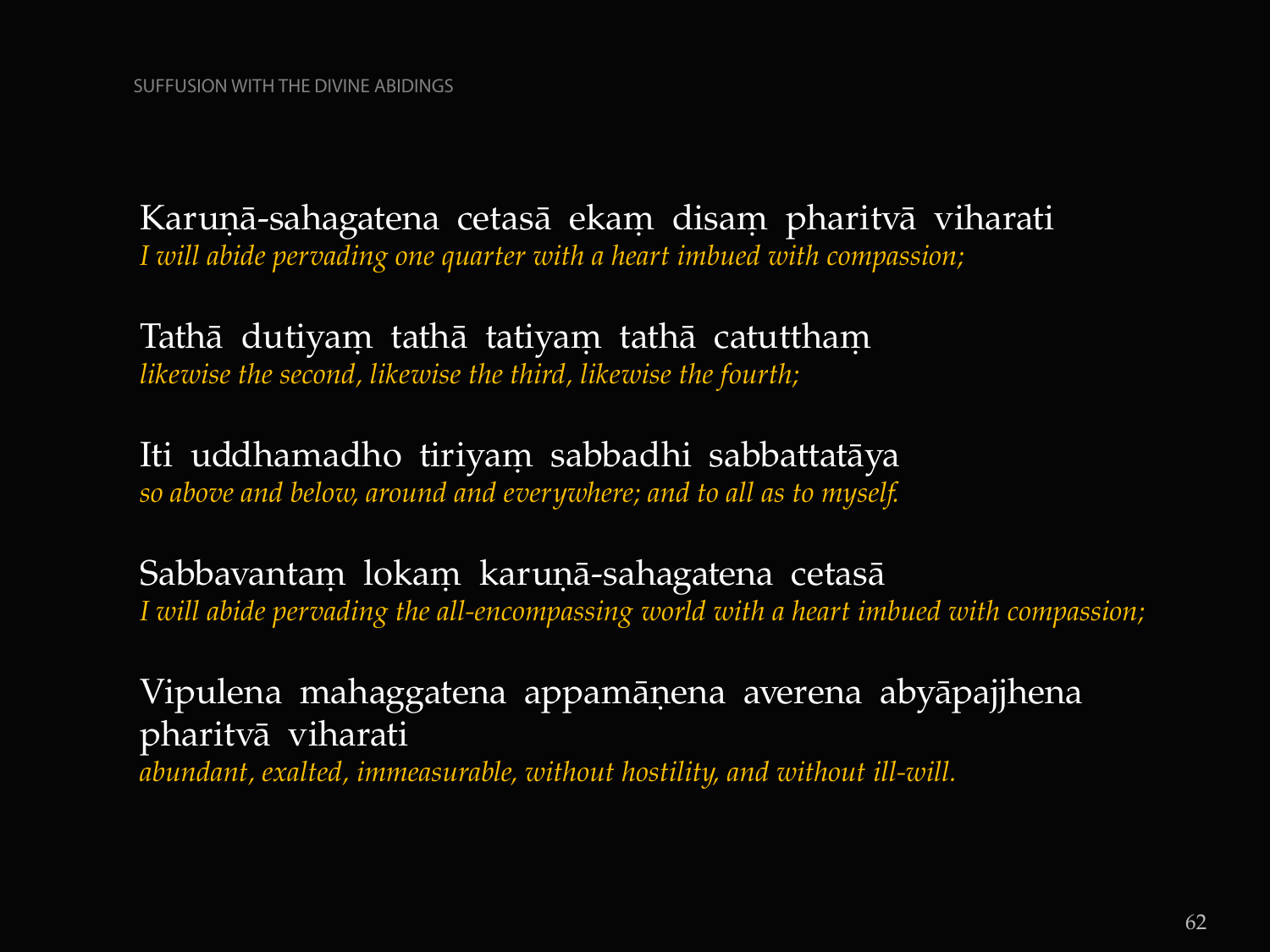Karuṇā-sahagatena cetasā ekaṃ disaṃ pharitvā viharati
*I will abide pervading one quarter with a heart imbued with compassion;*

Tathā dutiyaṃ tathā tatiyaṃ tathā catutthaṃ
*likewise the second, likewise the third, likewise the fourth;*

Iti uddhamadho tiriyaṃ sabbadhi sabbattatāya
*so above and below, around and everywhere; and to all as to myself.*

Sabbavantaṃ lokaṃ karuṇā-sahagatena cetasā
*I will abide pervading the all-encompassing world with a heart imbued with compassion;*

Vipulena mahaggatena appamāṇena averena abyāpajjhena pharitvā viharati
*abundant, exalted, immeasurable, without hostility, and without ill-will.*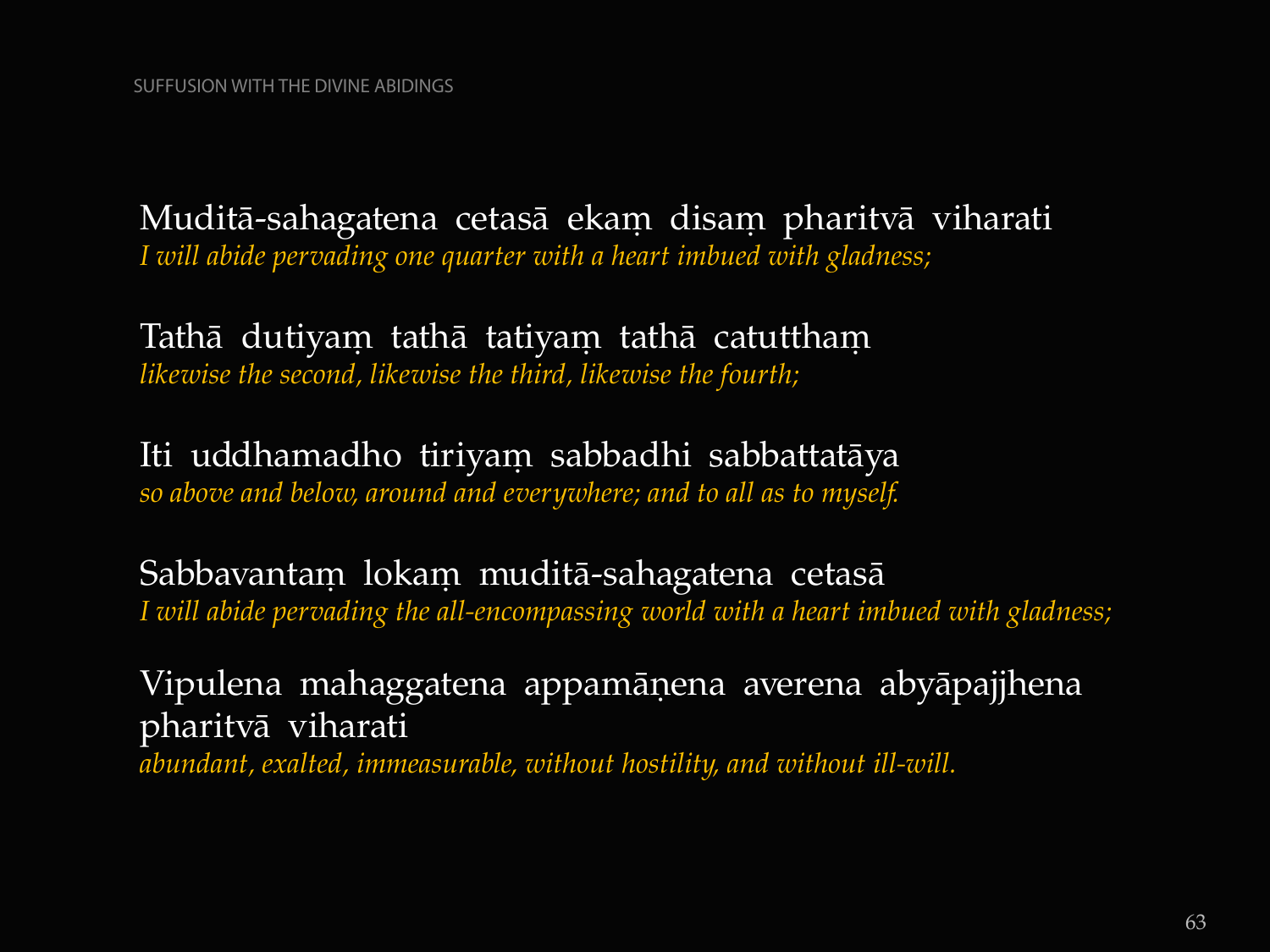Muditā-sahagatena cetasā ekaṃ disaṃ pharitvā viharati
*I will abide pervading one quarter with a heart imbued with gladness;*

Tathā dutiyaṃ tathā tatiyaṃ tathā catutthaṃ
*likewise the second, likewise the third, likewise the fourth;*

Iti uddhamadho tiriyaṃ sabbadhi sabbattatāya
*so above and below, around and everywhere; and to all as to myself.*

Sabbavantaṃ lokaṃ muditā-sahagatena cetasā
*I will abide pervading the all-encompassing world with a heart imbued with gladness;*

Vipulena mahaggatena appamāṇena averena abyāpajjhena pharitvā viharati
*abundant, exalted, immeasurable, without hostility, and without ill-will.*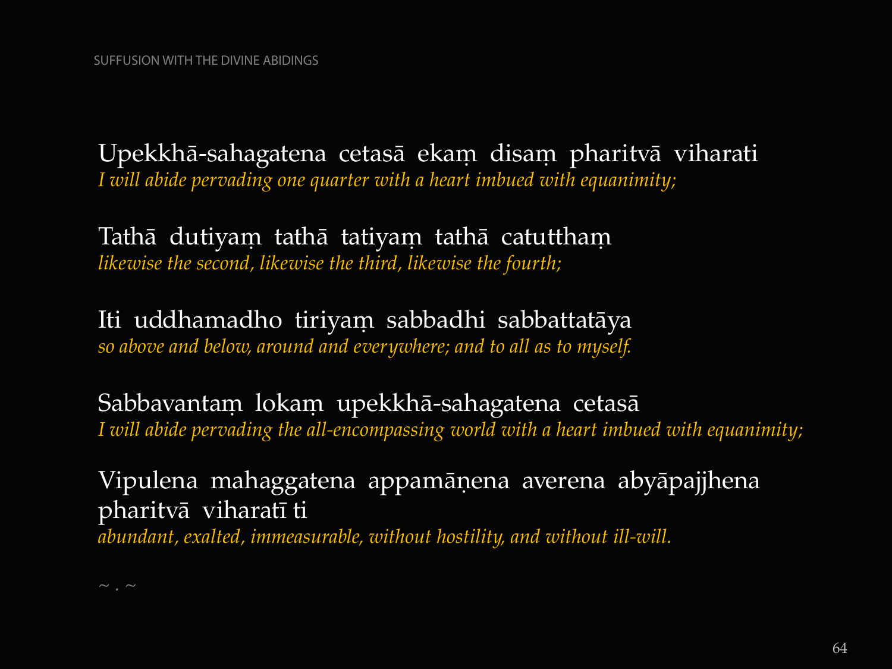SUFFUSION WITH THE DIVINE ABIDINGS

Upekkhā-sahagatena cetasā ekaṃ disaṃ pharitvā viharati
*I will abide pervading one quarter with a heart imbued with equanimity;*

Tathā dutiyaṃ tathā tatiyaṃ tathā catutthaṃ
*likewise the second, likewise the third, likewise the fourth;*

Iti uddhamadho tiriyaṃ sabbadhi sabbattatāya
*so above and below, around and everywhere; and to all as to myself.*

Sabbavantaṃ lokaṃ upekkhā-sahagatena cetasā
*I will abide pervading the all-encompassing world with a heart imbued with equanimity;*

Vipulena mahaggatena appamāṇena averena abyāpajjhena pharitvā viharatī ti
*abundant, exalted, immeasurable, without hostility, and without ill-will.*

~ . ~